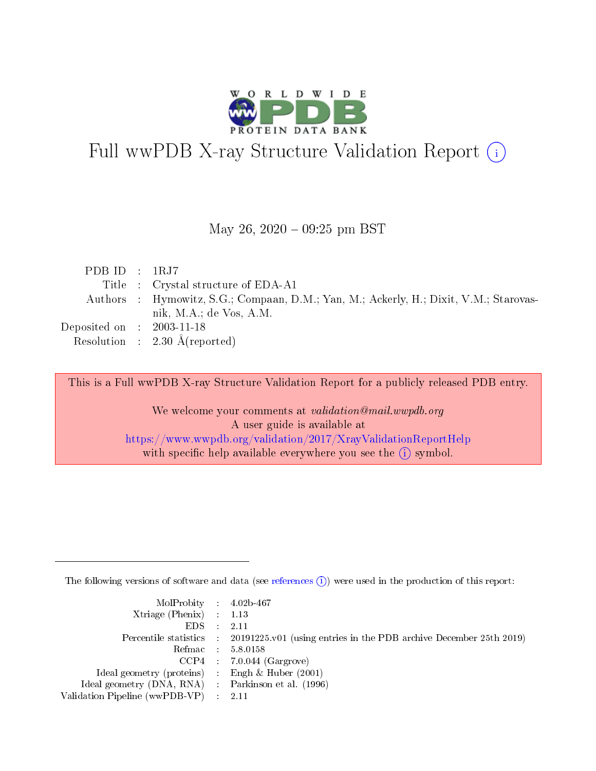# Full wwPDB X-ray Structure Validation Report (i)

May 26, 2020 – 09:25 pm BST

| | | |
|---|---|---|
| PDB ID | : | 1RJ7 |
| Title | : | Crystal structure of EDA-A1 |
| Authors | : | Hymowitz, S.G.; Compaan, D.M.; Yan, M.; Ackerly, H.; Dixit, V.M.; Starovasnik, M.A.; de Vos, A.M. |
| Deposited on | : | 2003-11-18 |
| Resolution | : | 2.30 Å(reported) |

This is a Full wwPDB X-ray Structure Validation Report for a publicly released PDB entry.

We welcome your comments at *validation@mail.wwpdb.org*
A user guide is available at
https://www.wwpdb.org/validation/2017/XrayValidationReportHelp
with specific help available everywhere you see the (i) symbol.

---

The following versions of software and data (see references (i)) were used in the production of this report:

| | | |
|---|---|---|
| MolProbity | : | 4.02b-467 |
| Xtriage (Phenix) | : | 1.13 |
| EDS | : | 2.11 |
| Percentile statistics | : | 20191225.v01 (using entries in the PDB archive December 25th 2019) |
| Refmac | : | 5.8.0158 |
| CCP4 | : | 7.0.044 (Gargrove) |
| Ideal geometry (proteins) | : | Engh & Huber (2001) |
| Ideal geometry (DNA, RNA) | : | Parkinson et al. (1996) |
| Validation Pipeline (wwPDB-VP) | : | 2.11 |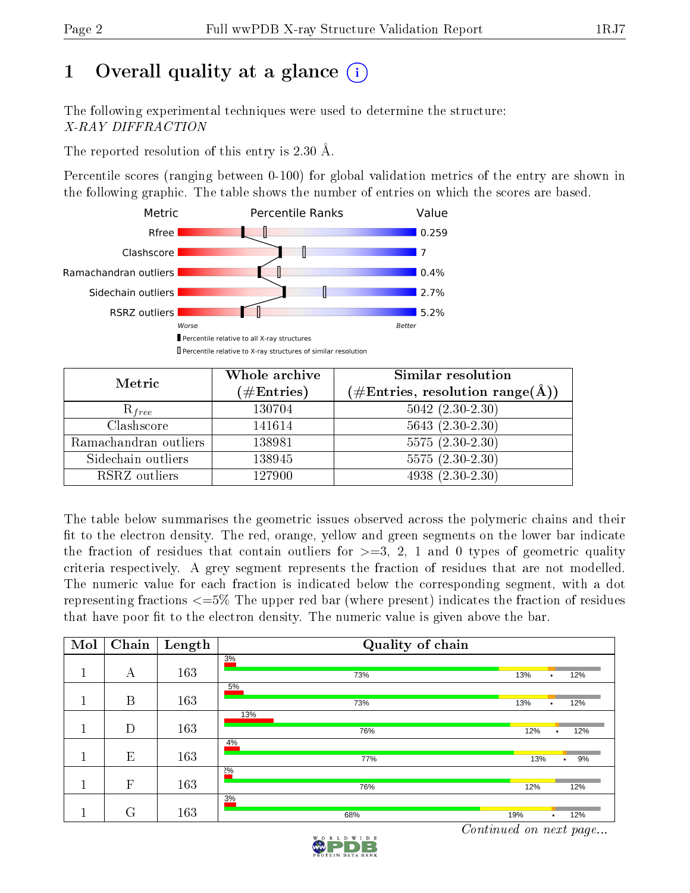# 1 Overall quality at a glance (i)

The following experimental techniques were used to determine the structure:
*X-RAY DIFFRACTION*

The reported resolution of this entry is 2.30 Å.

Percentile scores (ranging between 0-100) for global validation metrics of the entry are shown in the following graphic. The table shows the number of entries on which the scores are based.

| Metric | Value |
|---|---|
| Rfree | 0.259 |
| Clashscore | 7 |
| Ramachandran outliers | 0.4% |
| Sidechain outliers | 2.7% |
| RSRZ outliers | 5.2% |

Worse — Better

▮ Percentile relative to all X-ray structures

▯ Percentile relative to X-ray structures of similar resolution

| Metric | Whole archive (#Entries) | Similar resolution (#Entries, resolution range(Å)) |
|---|---|---|
| $R_{free}$ | 130704 | 5042 (2.30-2.30) |
| Clashscore | 141614 | 5643 (2.30-2.30) |
| Ramachandran outliers | 138981 | 5575 (2.30-2.30) |
| Sidechain outliers | 138945 | 5575 (2.30-2.30) |
| RSRZ outliers | 127900 | 4938 (2.30-2.30) |

The table below summarises the geometric issues observed across the polymeric chains and their fit to the electron density. The red, orange, yellow and green segments on the lower bar indicate the fraction of residues that contain outliers for >=3, 2, 1 and 0 types of geometric quality criteria respectively. A grey segment represents the fraction of residues that are not modelled. The numeric value for each fraction is indicated below the corresponding segment, with a dot representing fractions <=5% The upper red bar (where present) indicates the fraction of residues that have poor fit to the electron density. The numeric value is given above the bar.

| Mol | Chain | Length | Quality of chain |
|---|---|---|---|
| 1 | A | 163 | 3% / 73%, 13%, •, 12% |
| 1 | B | 163 | 5% / 73%, 13%, •, 12% |
| 1 | D | 163 | 13% / 76%, 12%, •, 12% |
| 1 | E | 163 | 4% / 77%, 13%, •, 9% |
| 1 | F | 163 | 2% / 76%, 12%, 12% |
| 1 | G | 163 | 3% / 68%, 19%, •, 12% |

*Continued on next page...*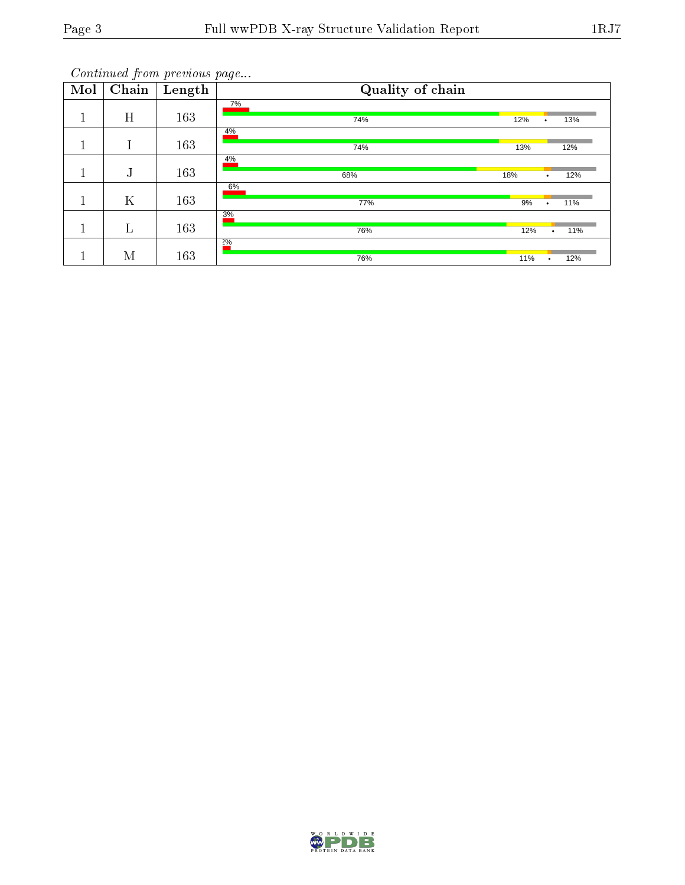*Continued from previous page...*

| Mol | Chain | Length | Quality of chain |
|---|---|---|---|
| 1 | H | 163 | 7% / 74% / 12% / • / 13% |
| 1 | I | 163 | 4% / 74% / 13% / 12% |
| 1 | J | 163 | 4% / 68% / 18% / • / 12% |
| 1 | K | 163 | 6% / 77% / 9% / • / 11% |
| 1 | L | 163 | 3% / 76% / 12% / • / 11% |
| 1 | M | 163 | 2% / 76% / 11% / • / 12% |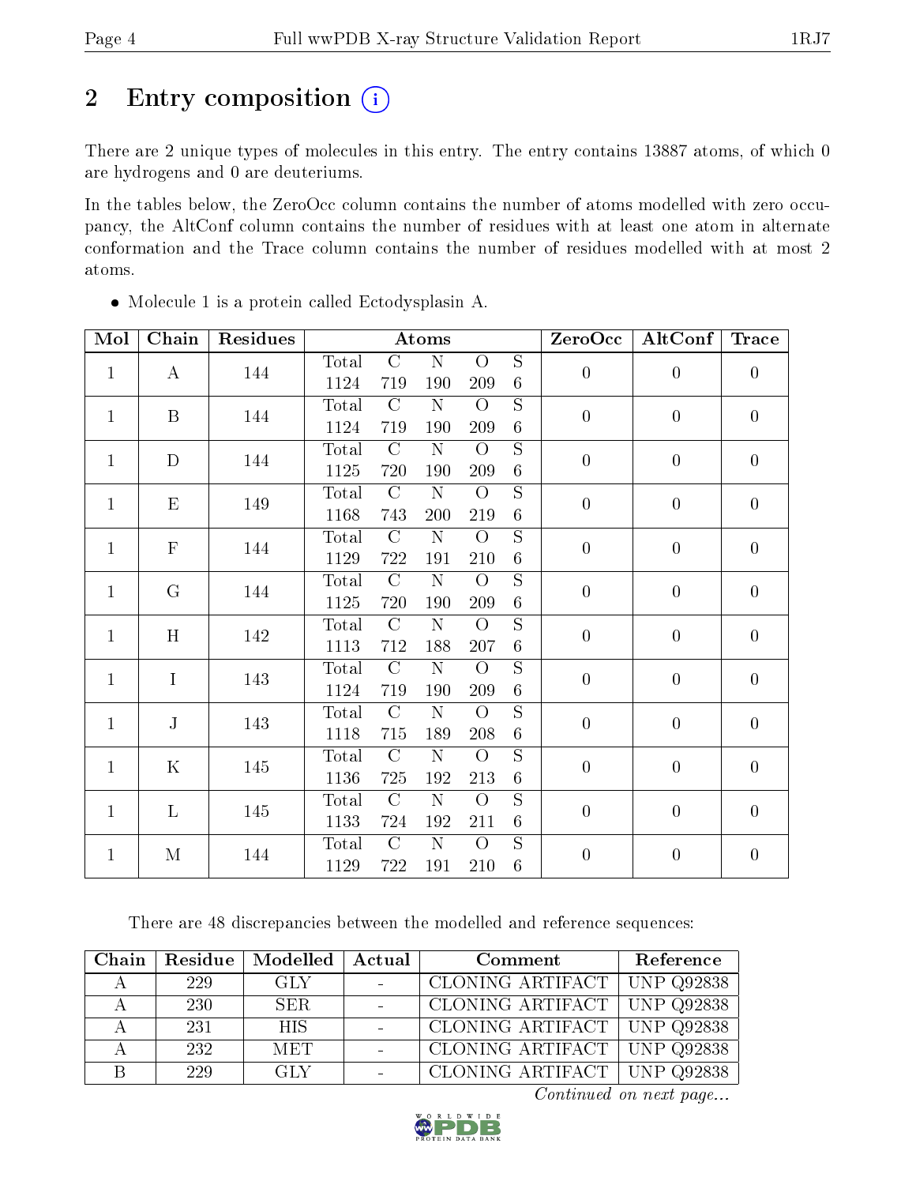# 2 Entry composition

There are 2 unique types of molecules in this entry. The entry contains 13887 atoms, of which 0 are hydrogens and 0 are deuteriums.

In the tables below, the ZeroOcc column contains the number of atoms modelled with zero occupancy, the AltConf column contains the number of residues with at least one atom in alternate conformation and the Trace column contains the number of residues modelled with at most 2 atoms.

- Molecule 1 is a protein called Ectodysplasin A.

| Mol | Chain | Residues | Atoms | | | | | ZeroOcc | AltConf | Trace |
|---|---|---|---|---|---|---|---|---|---|---|
| | | | Total | C | N | O | S | | | |
| 1 | A | 144 | 1124 | 719 | 190 | 209 | 6 | 0 | 0 | 0 |
| 1 | B | 144 | 1124 | 719 | 190 | 209 | 6 | 0 | 0 | 0 |
| 1 | D | 144 | 1125 | 720 | 190 | 209 | 6 | 0 | 0 | 0 |
| 1 | E | 149 | 1168 | 743 | 200 | 219 | 6 | 0 | 0 | 0 |
| 1 | F | 144 | 1129 | 722 | 191 | 210 | 6 | 0 | 0 | 0 |
| 1 | G | 144 | 1125 | 720 | 190 | 209 | 6 | 0 | 0 | 0 |
| 1 | H | 142 | 1113 | 712 | 188 | 207 | 6 | 0 | 0 | 0 |
| 1 | I | 143 | 1124 | 719 | 190 | 209 | 6 | 0 | 0 | 0 |
| 1 | J | 143 | 1118 | 715 | 189 | 208 | 6 | 0 | 0 | 0 |
| 1 | K | 145 | 1136 | 725 | 192 | 213 | 6 | 0 | 0 | 0 |
| 1 | L | 145 | 1133 | 724 | 192 | 211 | 6 | 0 | 0 | 0 |
| 1 | M | 144 | 1129 | 722 | 191 | 210 | 6 | 0 | 0 | 0 |

There are 48 discrepancies between the modelled and reference sequences:

| Chain | Residue | Modelled | Actual | Comment | Reference |
|---|---|---|---|---|---|
| A | 229 | GLY | - | CLONING ARTIFACT | UNP Q92838 |
| A | 230 | SER | - | CLONING ARTIFACT | UNP Q92838 |
| A | 231 | HIS | - | CLONING ARTIFACT | UNP Q92838 |
| A | 232 | MET | - | CLONING ARTIFACT | UNP Q92838 |
| B | 229 | GLY | - | CLONING ARTIFACT | UNP Q92838 |

*Continued on next page...*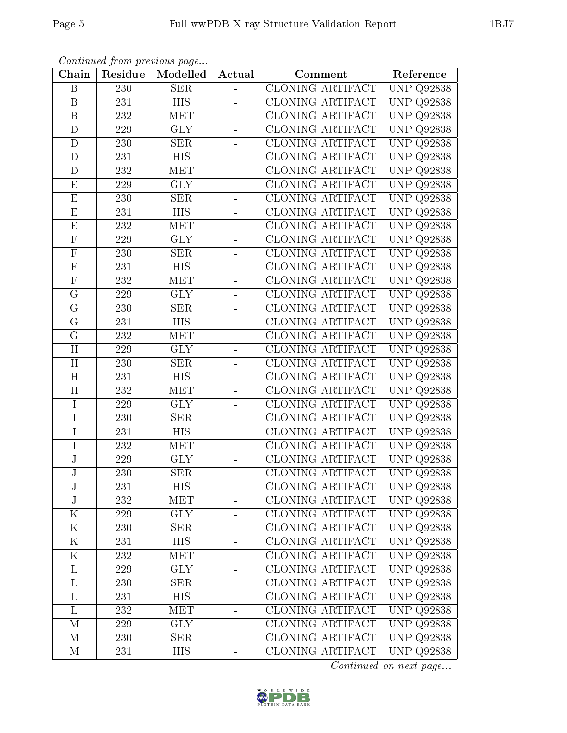*Continued from previous page...*

| Chain | Residue | Modelled | Actual | Comment | Reference |
|---|---|---|---|---|---|
| B | 230 | SER | - | CLONING ARTIFACT | UNP Q92838 |
| B | 231 | HIS | - | CLONING ARTIFACT | UNP Q92838 |
| B | 232 | MET | - | CLONING ARTIFACT | UNP Q92838 |
| D | 229 | GLY | - | CLONING ARTIFACT | UNP Q92838 |
| D | 230 | SER | - | CLONING ARTIFACT | UNP Q92838 |
| D | 231 | HIS | - | CLONING ARTIFACT | UNP Q92838 |
| D | 232 | MET | - | CLONING ARTIFACT | UNP Q92838 |
| E | 229 | GLY | - | CLONING ARTIFACT | UNP Q92838 |
| E | 230 | SER | - | CLONING ARTIFACT | UNP Q92838 |
| E | 231 | HIS | - | CLONING ARTIFACT | UNP Q92838 |
| E | 232 | MET | - | CLONING ARTIFACT | UNP Q92838 |
| F | 229 | GLY | - | CLONING ARTIFACT | UNP Q92838 |
| F | 230 | SER | - | CLONING ARTIFACT | UNP Q92838 |
| F | 231 | HIS | - | CLONING ARTIFACT | UNP Q92838 |
| F | 232 | MET | - | CLONING ARTIFACT | UNP Q92838 |
| G | 229 | GLY | - | CLONING ARTIFACT | UNP Q92838 |
| G | 230 | SER | - | CLONING ARTIFACT | UNP Q92838 |
| G | 231 | HIS | - | CLONING ARTIFACT | UNP Q92838 |
| G | 232 | MET | - | CLONING ARTIFACT | UNP Q92838 |
| H | 229 | GLY | - | CLONING ARTIFACT | UNP Q92838 |
| H | 230 | SER | - | CLONING ARTIFACT | UNP Q92838 |
| H | 231 | HIS | - | CLONING ARTIFACT | UNP Q92838 |
| H | 232 | MET | - | CLONING ARTIFACT | UNP Q92838 |
| I | 229 | GLY | - | CLONING ARTIFACT | UNP Q92838 |
| I | 230 | SER | - | CLONING ARTIFACT | UNP Q92838 |
| I | 231 | HIS | - | CLONING ARTIFACT | UNP Q92838 |
| I | 232 | MET | - | CLONING ARTIFACT | UNP Q92838 |
| J | 229 | GLY | - | CLONING ARTIFACT | UNP Q92838 |
| J | 230 | SER | - | CLONING ARTIFACT | UNP Q92838 |
| J | 231 | HIS | - | CLONING ARTIFACT | UNP Q92838 |
| J | 232 | MET | - | CLONING ARTIFACT | UNP Q92838 |
| K | 229 | GLY | - | CLONING ARTIFACT | UNP Q92838 |
| K | 230 | SER | - | CLONING ARTIFACT | UNP Q92838 |
| K | 231 | HIS | - | CLONING ARTIFACT | UNP Q92838 |
| K | 232 | MET | - | CLONING ARTIFACT | UNP Q92838 |
| L | 229 | GLY | - | CLONING ARTIFACT | UNP Q92838 |
| L | 230 | SER | - | CLONING ARTIFACT | UNP Q92838 |
| L | 231 | HIS | - | CLONING ARTIFACT | UNP Q92838 |
| L | 232 | MET | - | CLONING ARTIFACT | UNP Q92838 |
| M | 229 | GLY | - | CLONING ARTIFACT | UNP Q92838 |
| M | 230 | SER | - | CLONING ARTIFACT | UNP Q92838 |
| M | 231 | HIS | - | CLONING ARTIFACT | UNP Q92838 |

*Continued on next page...*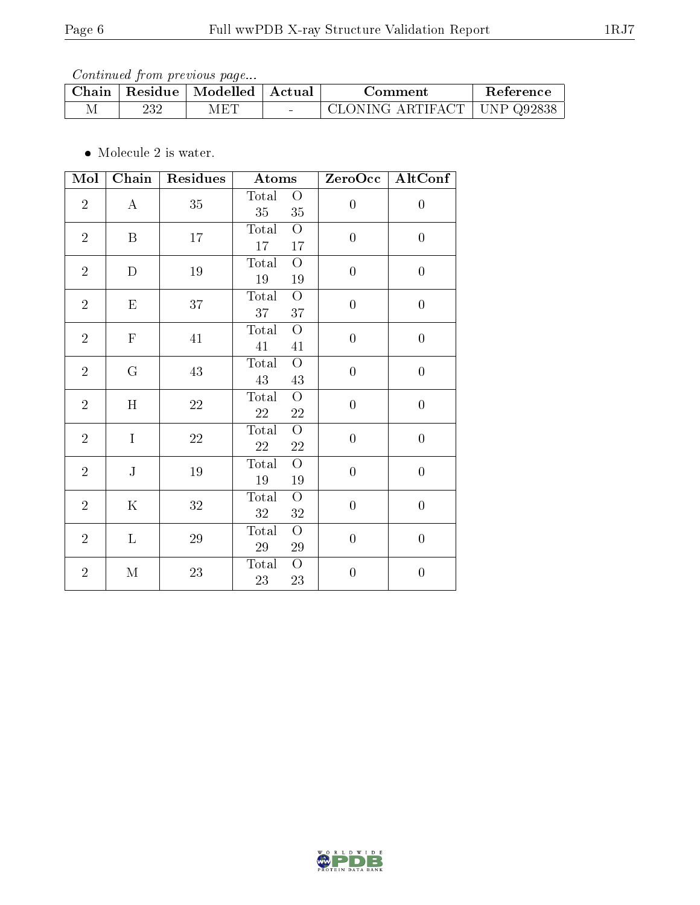*Continued from previous page...*

| Chain | Residue | Modelled | Actual | Comment | Reference |
|---|---|---|---|---|---|
| M | 232 | MET | - | CLONING ARTIFACT | UNP Q92838 |

- Molecule 2 is water.

| Mol | Chain | Residues | Atoms | | ZeroOcc | AltConf |
|---|---|---|---|---|---|---|
| 2 | A | 35 | Total<br>35 | O<br>35 | 0 | 0 |
| 2 | B | 17 | Total<br>17 | O<br>17 | 0 | 0 |
| 2 | D | 19 | Total<br>19 | O<br>19 | 0 | 0 |
| 2 | E | 37 | Total<br>37 | O<br>37 | 0 | 0 |
| 2 | F | 41 | Total<br>41 | O<br>41 | 0 | 0 |
| 2 | G | 43 | Total<br>43 | O<br>43 | 0 | 0 |
| 2 | H | 22 | Total<br>22 | O<br>22 | 0 | 0 |
| 2 | I | 22 | Total<br>22 | O<br>22 | 0 | 0 |
| 2 | J | 19 | Total<br>19 | O<br>19 | 0 | 0 |
| 2 | K | 32 | Total<br>32 | O<br>32 | 0 | 0 |
| 2 | L | 29 | Total<br>29 | O<br>29 | 0 | 0 |
| 2 | M | 23 | Total<br>23 | O<br>23 | 0 | 0 |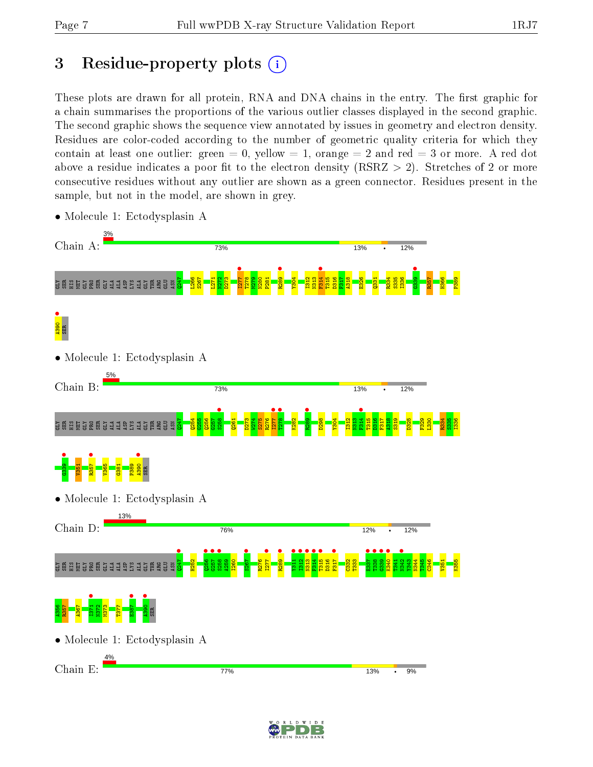# 3 Residue-property plots

These plots are drawn for all protein, RNA and DNA chains in the entry. The first graphic for a chain summarises the proportions of the various outlier classes displayed in the second graphic. The second graphic shows the sequence view annotated by issues in geometry and electron density. Residues are color-coded according to the number of geometric quality criteria for which they contain at least one outlier: green = 0, yellow = 1, orange = 2 and red = 3 or more. A red dot above a residue indicates a poor fit to the electron density (RSRZ > 2). Stretches of 2 or more consecutive residues without any outlier are shown as a green connector. Residues present in the sample, but not in the model, are shown in grey.

- Molecule 1: Ectodysplasin A

Chain A: 3% | 73% | 13% | • | 12%

GLY SER HIS MET GLY PRO SER GLY ALA ALA ASP LYS ALA GLY THR ARG GLU ASN Q247 L266 S267 L271 N272 D273 I277 T278 M279 N280 P281 R289 Y304 I312 N313 F314 T315 D316 F317 A318 E326 Q331 R334 S335 I336 G339 R357 H366 P389 A390 SER

- Molecule 1: Ectodysplasin A

Chain B: 5% | 73% | 13% | • | 12%

GLY SER HIS MET GLY PRO SER GLY ALA ALA ASP LYS ALA GLY THR ARG GLU ASN Q247 Q254 G255 Q256 G257 S258 Q261 D273 W274 S275 R276 I277 T278 K282 R289 D298 Y304 I312 N313 F314 T315 D316 F317 A318 S319 D325 F329 L330 R334 S335 I336 G339 V351 R357 V365 G381 P389 A390 SER

- Molecule 1: Ectodysplasin A

Chain D: 13% | 76% | 12% | • | 12%

GLY SER HIS MET GLY PRO SER GLY ALA ALA ASP LYS ALA GLY THR ARG GLU ASN Q247 H252 Q256 G257 S258 A259 I260 S267 R276 I277 R289 Y311 I312 N313 F314 T315 D316 F317 C332 T333 E337 T338 G339 K340 T341 Y342 Y343 N344 T345 C346 V351 K355 A356 R357 A367 I371 N372 N373 T377 E387 A390 SER

- Molecule 1: Ectodysplasin A

Chain E: 4% | 77% | 13% | • | 9%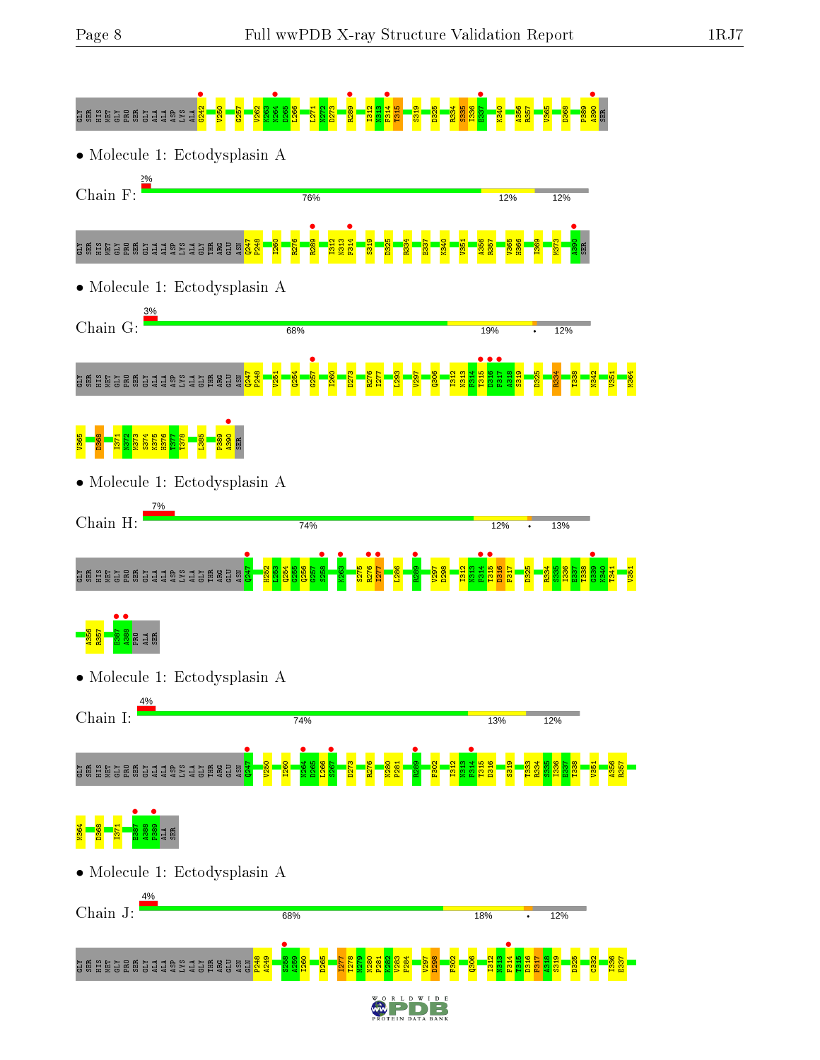GLY SER HIS MET GLY PRO SER GLY ALA ALA ASP LYS ALA G242 V250 G257 V262 K263 N264 D265 L266 L271 M272 D273 R289 I312 N313 F314 T315 S319 D325 R334 S335 I336 E337 K340 A356 R357 V365 D368 P389 A390 SER

- Molecule 1: Ectodysplasin A

Chain F: 2% | 76% | 12% | 12%

GLY SER HIS MET GLY PRO SER GLY ALA ALA ASP LYS ALA GLY THR ARG GLU ASN Q247 P248 I260 R276 R289 I312 N313 F314 S319 D325 R334 E337 K340 V351 A356 R357 V365 H366 I369 M373 A390 SER

- Molecule 1: Ectodysplasin A

Chain G: 3% | 68% | 19% | • | 12%

GLY SER HIS MET GLY PRO SER GLY ALA ALA ASP LYS ALA GLY THR ARG GLU ASN Q247 P248 V251 Q254 G257 I260 D273 R276 I277 L293 V297 Q306 I312 N313 F314 T315 D316 F317 A318 S319 D325 R334 T338 N342 V351 M364 V365 D368 I371 N372 M373 S374 K375 H376 T377 T378 L385 P389 A390 SER

- Molecule 1: Ectodysplasin A

Chain H: 7% | 74% | 12% | • | 13%

GLY SER HIS MET GLY PRO SER GLY ALA ALA ASP LYS ALA GLY THR ARG GLU ASN Q247 H252 L253 Q254 Q255 Q256 G257 S258 K263 S275 R276 I277 L286 R289 V297 D298 I312 N313 F314 T315 D316 F317 D325 R334 S335 I336 E337 T338 C339 K340 T341 V351 A356 R357 E387 A388 PRO ALA SER

- Molecule 1: Ectodysplasin A

Chain I: 4% | 74% | 13% | 12%

GLY SER HIS MET GLY PRO SER GLY ALA ALA ASP LYS ALA GLY THR ARG GLU ASN Q247 V250 I260 N264 D265 L266 S267 D273 R276 N280 P281 R289 F302 I312 N313 F314 T315 D316 S319 T333 R334 S335 I336 E337 T338 V351 A356 R357 M364 D368 I371 E387 A388 P389 ALA SER

- Molecule 1: Ectodysplasin A

Chain J: 4% | 68% | 18% | • | 12%

GLY SER HIS MET GLY PRO SER GLY ALA ALA ASP LYS ALA GLY THR ARG GLU ASN GLN P248 A249 S258 A259 I260 D265 I277 T278 M279 N280 P281 K282 V283 F284 V297 D298 F302 Q306 I312 N313 F314 T315 D316 F317 A318 S319 D325 C332 I336 E337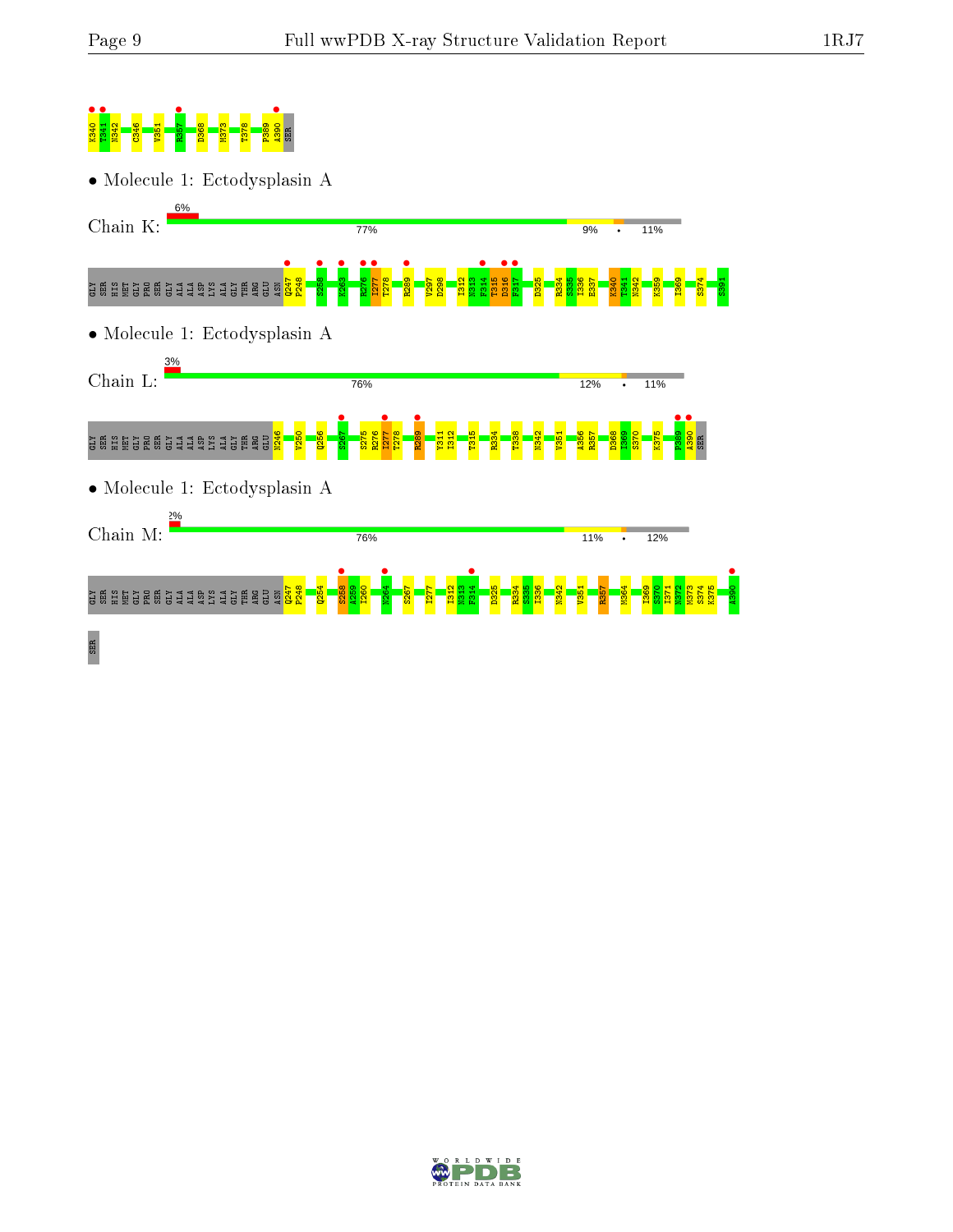K340 T341 N342 C346 V351 R357 D368 M373 T378 P389 A390 SER

• Molecule 1: Ectodysplasin A

Chain K: 6% | 77% | 9% | • | 11%

GLY SER HIS MET GLY PRO SER GLY ALA ALA ASP LYS ALA GLY THR ARG GLU ASN Q247 P248 S258 K263 R276 I277 T278 R289 V297 D298 I312 N313 F314 T315 D316 F317 D325 R334 S335 I336 E337 K340 T341 N342 K359 I369 S374 S391

• Molecule 1: Ectodysplasin A

Chain L: 3% | 76% | 12% | • | 11%

GLY SER HIS MET GLY PRO SER GLY ALA ALA ASP LYS ALA GLY THR ARG M246 V250 Q256 S267 S275 R276 I277 T278 R289 Y311 I312 T315 R334 T338 N342 V351 A356 R357 D368 I369 S370 K375 P389 A390 SER

• Molecule 1: Ectodysplasin A

Chain M: 2% | 76% | 11% | • | 12%

GLY SER HIS MET GLY PRO SER GLY ALA ALA ASP LYS ALA GLY THR ARG GLU ASN Q247 P248 Q254 S258 A259 I260 N264 S267 I277 I312 N313 F314 D325 R334 S335 I336 N342 V351 R357 M364 I369 S370 I371 M372 M373 S374 K375 A390 SER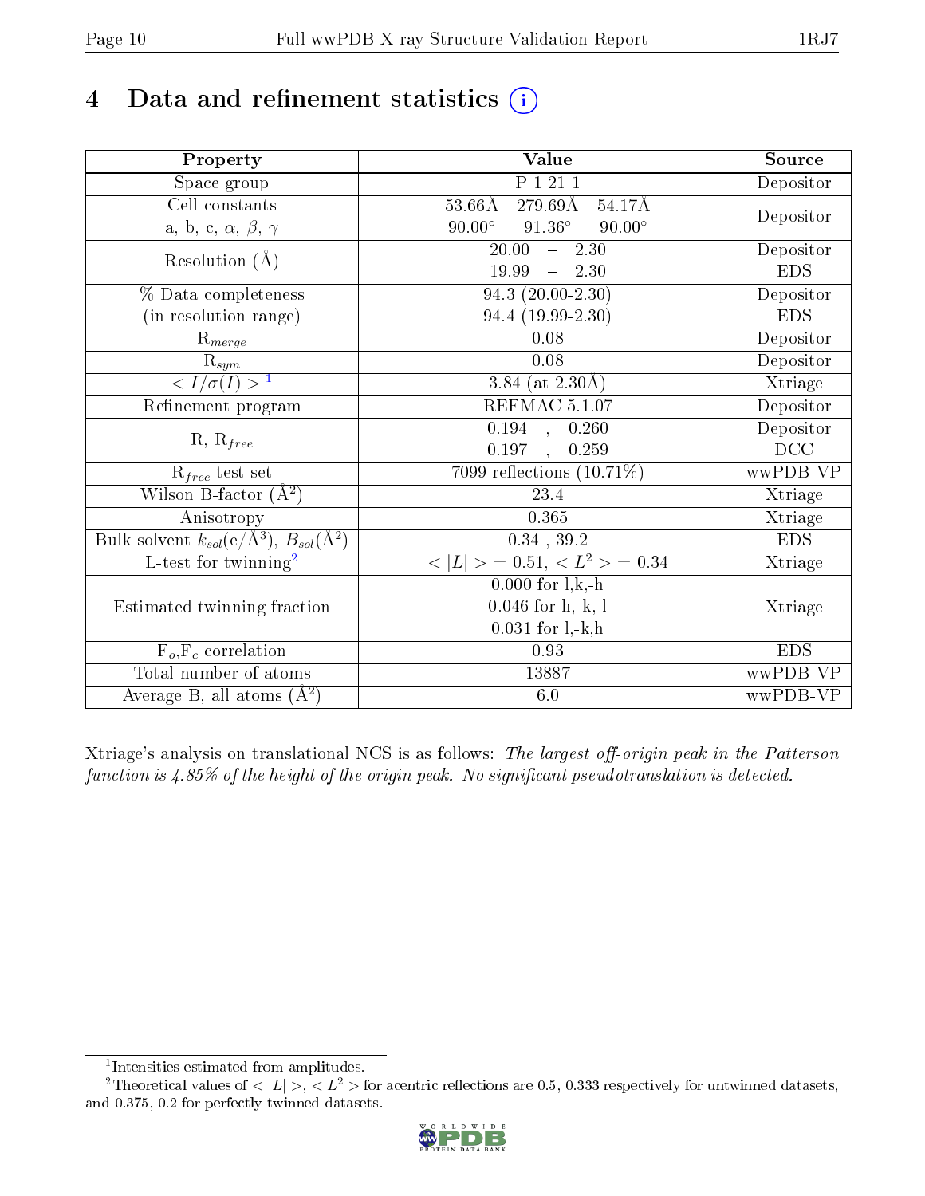# 4 Data and refinement statistics (i)

| Property | Value | Source |
|---|---|---|
| Space group | P 1 21 1 | Depositor |
| Cell constants<br>a, b, c, $\alpha$, $\beta$, $\gamma$ | 53.66Å 279.69Å 54.17Å<br>90.00° 91.36° 90.00° | Depositor |
| Resolution (Å) | 20.00 – 2.30<br>19.99 – 2.30 | Depositor<br>EDS |
| % Data completeness<br>(in resolution range) | 94.3 (20.00-2.30)<br>94.4 (19.99-2.30) | Depositor<br>EDS |
| $R_{merge}$ | 0.08 | Depositor |
| $R_{sym}$ | 0.08 | Depositor |
| $< I/\sigma(I) >$ [1] | 3.84 (at 2.30Å) | Xtriage |
| Refinement program | REFMAC 5.1.07 | Depositor |
| R, $R_{free}$ | 0.194 , 0.260<br>0.197 , 0.259 | Depositor<br>DCC |
| $R_{free}$ test set | 7099 reflections (10.71%) | wwPDB-VP |
| Wilson B-factor (Å$^2$) | 23.4 | Xtriage |
| Anisotropy | 0.365 | Xtriage |
| Bulk solvent $k_{sol}$(e/Å$^3$), $B_{sol}$(Å$^2$) | 0.34 , 39.2 | EDS |
| L-test for twinning[2] | $< \|L\| > = 0.51$, $< L^2 > = 0.34$ | Xtriage |
| Estimated twinning fraction | 0.000 for l,k,-h<br>0.046 for h,-k,-l<br>0.031 for l,-k,h | Xtriage |
| $F_o$,$F_c$ correlation | 0.93 | EDS |
| Total number of atoms | 13887 | wwPDB-VP |
| Average B, all atoms (Å$^2$) | 6.0 | wwPDB-VP |

Xtriage's analysis on translational NCS is as follows: *The largest off-origin peak in the Patterson function is 4.85% of the height of the origin peak. No significant pseudotranslation is detected.*

[1] Intensities estimated from amplitudes.

[2] Theoretical values of $< |L| >$, $< L^2 >$ for acentric reflections are 0.5, 0.333 respectively for untwinned datasets, and 0.375, 0.2 for perfectly twinned datasets.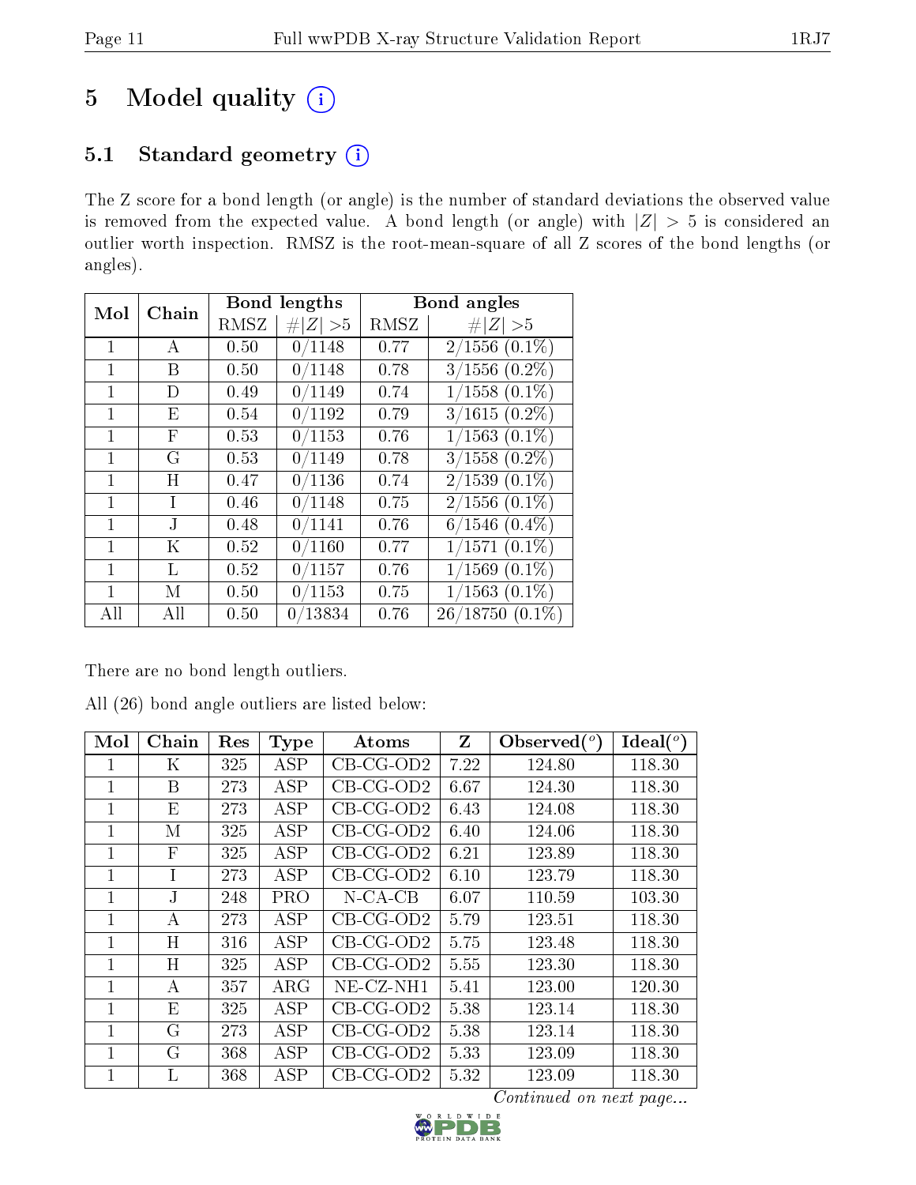# 5 Model quality

## 5.1 Standard geometry

The Z score for a bond length (or angle) is the number of standard deviations the observed value is removed from the expected value. A bond length (or angle) with $|Z| > 5$ is considered an outlier worth inspection. RMSZ is the root-mean-square of all Z scores of the bond lengths (or angles).

| Mol | Chain | Bond lengths | | Bond angles | |
|---|---|---|---|---|---|
| | | RMSZ | #\|Z\| >5 | RMSZ | #\|Z\| >5 |
| 1 | A | 0.50 | 0/1148 | 0.77 | 2/1556 (0.1%) |
| 1 | B | 0.50 | 0/1148 | 0.78 | 3/1556 (0.2%) |
| 1 | D | 0.49 | 0/1149 | 0.74 | 1/1558 (0.1%) |
| 1 | E | 0.54 | 0/1192 | 0.79 | 3/1615 (0.2%) |
| 1 | F | 0.53 | 0/1153 | 0.76 | 1/1563 (0.1%) |
| 1 | G | 0.53 | 0/1149 | 0.78 | 3/1558 (0.2%) |
| 1 | H | 0.47 | 0/1136 | 0.74 | 2/1539 (0.1%) |
| 1 | I | 0.46 | 0/1148 | 0.75 | 2/1556 (0.1%) |
| 1 | J | 0.48 | 0/1141 | 0.76 | 6/1546 (0.4%) |
| 1 | K | 0.52 | 0/1160 | 0.77 | 1/1571 (0.1%) |
| 1 | L | 0.52 | 0/1157 | 0.76 | 1/1569 (0.1%) |
| 1 | M | 0.50 | 0/1153 | 0.75 | 1/1563 (0.1%) |
| All | All | 0.50 | 0/13834 | 0.76 | 26/18750 (0.1%) |

There are no bond length outliers.

All (26) bond angle outliers are listed below:

| Mol | Chain | Res | Type | Atoms | Z | Observed(°) | Ideal(°) |
|---|---|---|---|---|---|---|---|
| 1 | K | 325 | ASP | CB-CG-OD2 | 7.22 | 124.80 | 118.30 |
| 1 | B | 273 | ASP | CB-CG-OD2 | 6.67 | 124.30 | 118.30 |
| 1 | E | 273 | ASP | CB-CG-OD2 | 6.43 | 124.08 | 118.30 |
| 1 | M | 325 | ASP | CB-CG-OD2 | 6.40 | 124.06 | 118.30 |
| 1 | F | 325 | ASP | CB-CG-OD2 | 6.21 | 123.89 | 118.30 |
| 1 | I | 273 | ASP | CB-CG-OD2 | 6.10 | 123.79 | 118.30 |
| 1 | J | 248 | PRO | N-CA-CB | 6.07 | 110.59 | 103.30 |
| 1 | A | 273 | ASP | CB-CG-OD2 | 5.79 | 123.51 | 118.30 |
| 1 | H | 316 | ASP | CB-CG-OD2 | 5.75 | 123.48 | 118.30 |
| 1 | H | 325 | ASP | CB-CG-OD2 | 5.55 | 123.30 | 118.30 |
| 1 | A | 357 | ARG | NE-CZ-NH1 | 5.41 | 123.00 | 120.30 |
| 1 | E | 325 | ASP | CB-CG-OD2 | 5.38 | 123.14 | 118.30 |
| 1 | G | 273 | ASP | CB-CG-OD2 | 5.38 | 123.14 | 118.30 |
| 1 | G | 368 | ASP | CB-CG-OD2 | 5.33 | 123.09 | 118.30 |
| 1 | L | 368 | ASP | CB-CG-OD2 | 5.32 | 123.09 | 118.30 |

*Continued on next page...*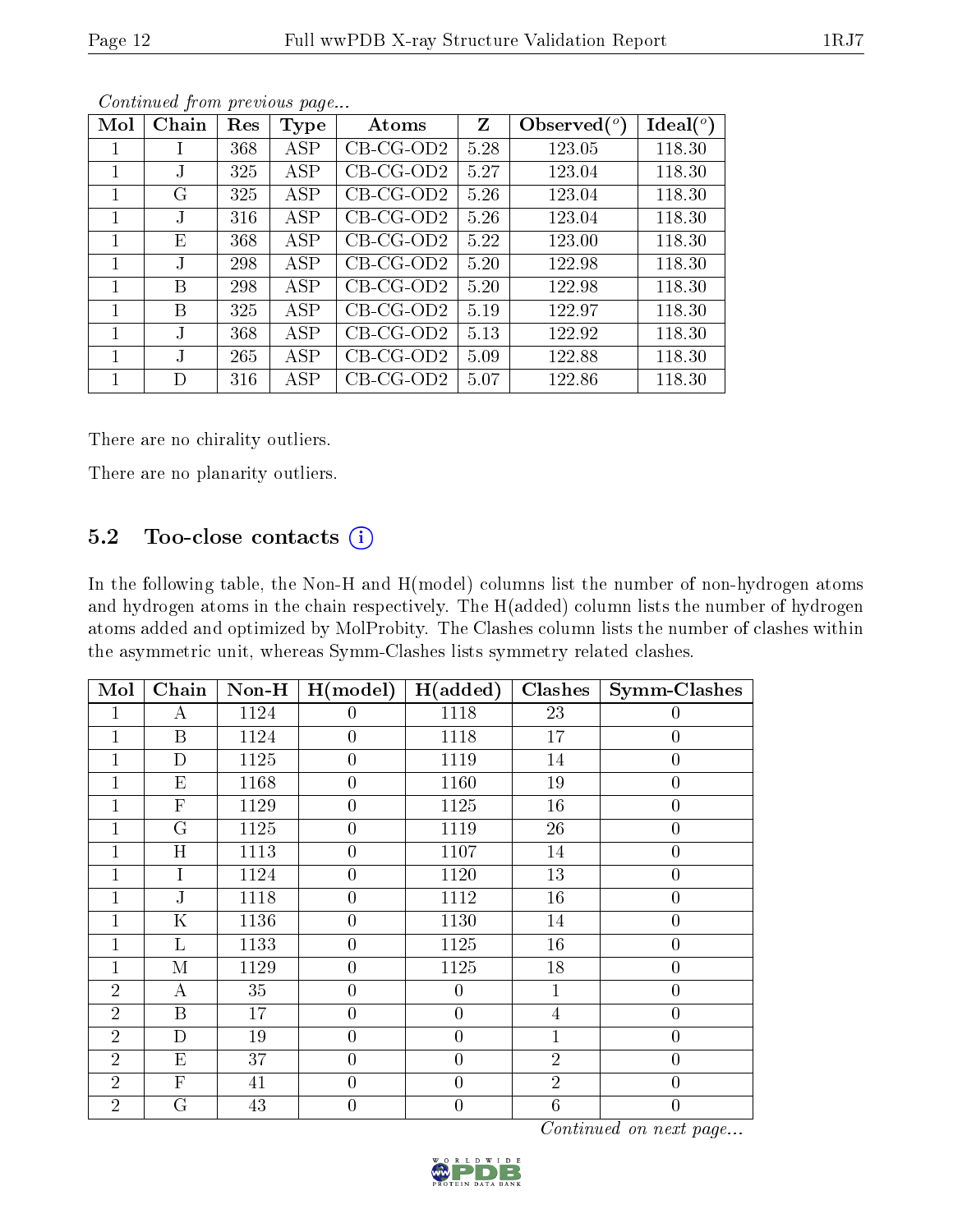*Continued from previous page...*

| Mol | Chain | Res | Type | Atoms | Z | Observed(°) | Ideal(°) |
|---|---|---|---|---|---|---|---|
| 1 | I | 368 | ASP | CB-CG-OD2 | 5.28 | 123.05 | 118.30 |
| 1 | J | 325 | ASP | CB-CG-OD2 | 5.27 | 123.04 | 118.30 |
| 1 | G | 325 | ASP | CB-CG-OD2 | 5.26 | 123.04 | 118.30 |
| 1 | J | 316 | ASP | CB-CG-OD2 | 5.26 | 123.04 | 118.30 |
| 1 | E | 368 | ASP | CB-CG-OD2 | 5.22 | 123.00 | 118.30 |
| 1 | J | 298 | ASP | CB-CG-OD2 | 5.20 | 122.98 | 118.30 |
| 1 | B | 298 | ASP | CB-CG-OD2 | 5.20 | 122.98 | 118.30 |
| 1 | B | 325 | ASP | CB-CG-OD2 | 5.19 | 122.97 | 118.30 |
| 1 | J | 368 | ASP | CB-CG-OD2 | 5.13 | 122.92 | 118.30 |
| 1 | J | 265 | ASP | CB-CG-OD2 | 5.09 | 122.88 | 118.30 |
| 1 | D | 316 | ASP | CB-CG-OD2 | 5.07 | 122.86 | 118.30 |

There are no chirality outliers.

There are no planarity outliers.

## 5.2 Too-close contacts

In the following table, the Non-H and H(model) columns list the number of non-hydrogen atoms and hydrogen atoms in the chain respectively. The H(added) column lists the number of hydrogen atoms added and optimized by MolProbity. The Clashes column lists the number of clashes within the asymmetric unit, whereas Symm-Clashes lists symmetry related clashes.

| Mol | Chain | Non-H | H(model) | H(added) | Clashes | Symm-Clashes |
|---|---|---|---|---|---|---|
| 1 | A | 1124 | 0 | 1118 | 23 | 0 |
| 1 | B | 1124 | 0 | 1118 | 17 | 0 |
| 1 | D | 1125 | 0 | 1119 | 14 | 0 |
| 1 | E | 1168 | 0 | 1160 | 19 | 0 |
| 1 | F | 1129 | 0 | 1125 | 16 | 0 |
| 1 | G | 1125 | 0 | 1119 | 26 | 0 |
| 1 | H | 1113 | 0 | 1107 | 14 | 0 |
| 1 | I | 1124 | 0 | 1120 | 13 | 0 |
| 1 | J | 1118 | 0 | 1112 | 16 | 0 |
| 1 | K | 1136 | 0 | 1130 | 14 | 0 |
| 1 | L | 1133 | 0 | 1125 | 16 | 0 |
| 1 | M | 1129 | 0 | 1125 | 18 | 0 |
| 2 | A | 35 | 0 | 0 | 1 | 0 |
| 2 | B | 17 | 0 | 0 | 4 | 0 |
| 2 | D | 19 | 0 | 0 | 1 | 0 |
| 2 | E | 37 | 0 | 0 | 2 | 0 |
| 2 | F | 41 | 0 | 0 | 2 | 0 |
| 2 | G | 43 | 0 | 0 | 6 | 0 |

*Continued on next page...*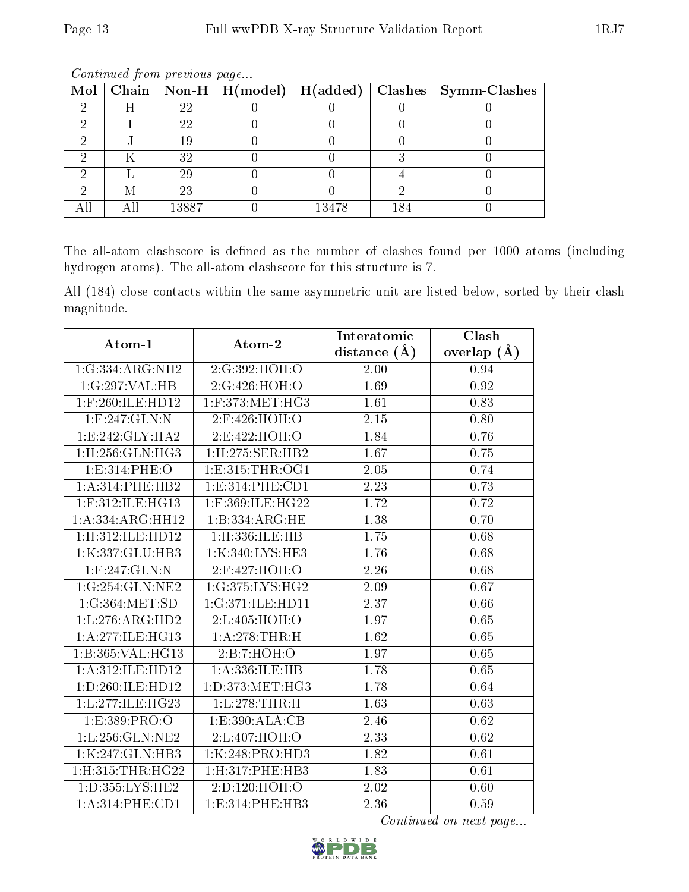*Continued from previous page...*

| Mol | Chain | Non-H | H(model) | H(added) | Clashes | Symm-Clashes |
|---|---|---|---|---|---|---|
| 2 | H | 22 | 0 | 0 | 0 | 0 |
| 2 | I | 22 | 0 | 0 | 0 | 0 |
| 2 | J | 19 | 0 | 0 | 0 | 0 |
| 2 | K | 32 | 0 | 0 | 3 | 0 |
| 2 | L | 29 | 0 | 0 | 4 | 0 |
| 2 | M | 23 | 0 | 0 | 2 | 0 |
| All | All | 13887 | 0 | 13478 | 184 | 0 |

The all-atom clashscore is defined as the number of clashes found per 1000 atoms (including hydrogen atoms). The all-atom clashscore for this structure is 7.

All (184) close contacts within the same asymmetric unit are listed below, sorted by their clash magnitude.

| Atom-1 | Atom-2 | Interatomic distance (Å) | Clash overlap (Å) |
|---|---|---|---|
| 1:G:334:ARG:NH2 | 2:G:392:HOH:O | 2.00 | 0.94 |
| 1:G:297:VAL:HB | 2:G:426:HOH:O | 1.69 | 0.92 |
| 1:F:260:ILE:HD12 | 1:F:373:MET:HG3 | 1.61 | 0.83 |
| 1:F:247:GLN:N | 2:F:426:HOH:O | 2.15 | 0.80 |
| 1:E:242:GLY:HA2 | 2:E:422:HOH:O | 1.84 | 0.76 |
| 1:H:256:GLN:HG3 | 1:H:275:SER:HB2 | 1.67 | 0.75 |
| 1:E:314:PHE:O | 1:E:315:THR:OG1 | 2.05 | 0.74 |
| 1:A:314:PHE:HB2 | 1:E:314:PHE:CD1 | 2.23 | 0.73 |
| 1:F:312:ILE:HG13 | 1:F:369:ILE:HG22 | 1.72 | 0.72 |
| 1:A:334:ARG:HH12 | 1:B:334:ARG:HE | 1.38 | 0.70 |
| 1:H:312:ILE:HD12 | 1:H:336:ILE:HB | 1.75 | 0.68 |
| 1:K:337:GLU:HB3 | 1:K:340:LYS:HE3 | 1.76 | 0.68 |
| 1:F:247:GLN:N | 2:F:427:HOH:O | 2.26 | 0.68 |
| 1:G:254:GLN:NE2 | 1:G:375:LYS:HG2 | 2.09 | 0.67 |
| 1:G:364:MET:SD | 1:G:371:ILE:HD11 | 2.37 | 0.66 |
| 1:L:276:ARG:HD2 | 2:L:405:HOH:O | 1.97 | 0.65 |
| 1:A:277:ILE:HG13 | 1:A:278:THR:H | 1.62 | 0.65 |
| 1:B:365:VAL:HG13 | 2:B:7:HOH:O | 1.97 | 0.65 |
| 1:A:312:ILE:HD12 | 1:A:336:ILE:HB | 1.78 | 0.65 |
| 1:D:260:ILE:HD12 | 1:D:373:MET:HG3 | 1.78 | 0.64 |
| 1:L:277:ILE:HG23 | 1:L:278:THR:H | 1.63 | 0.63 |
| 1:E:389:PRO:O | 1:E:390:ALA:CB | 2.46 | 0.62 |
| 1:L:256:GLN:NE2 | 2:L:407:HOH:O | 2.33 | 0.62 |
| 1:K:247:GLN:HB3 | 1:K:248:PRO:HD3 | 1.82 | 0.61 |
| 1:H:315:THR:HG22 | 1:H:317:PHE:HB3 | 1.83 | 0.61 |
| 1:D:355:LYS:HE2 | 2:D:120:HOH:O | 2.02 | 0.60 |
| 1:A:314:PHE:CD1 | 1:E:314:PHE:HB3 | 2.36 | 0.59 |

*Continued on next page...*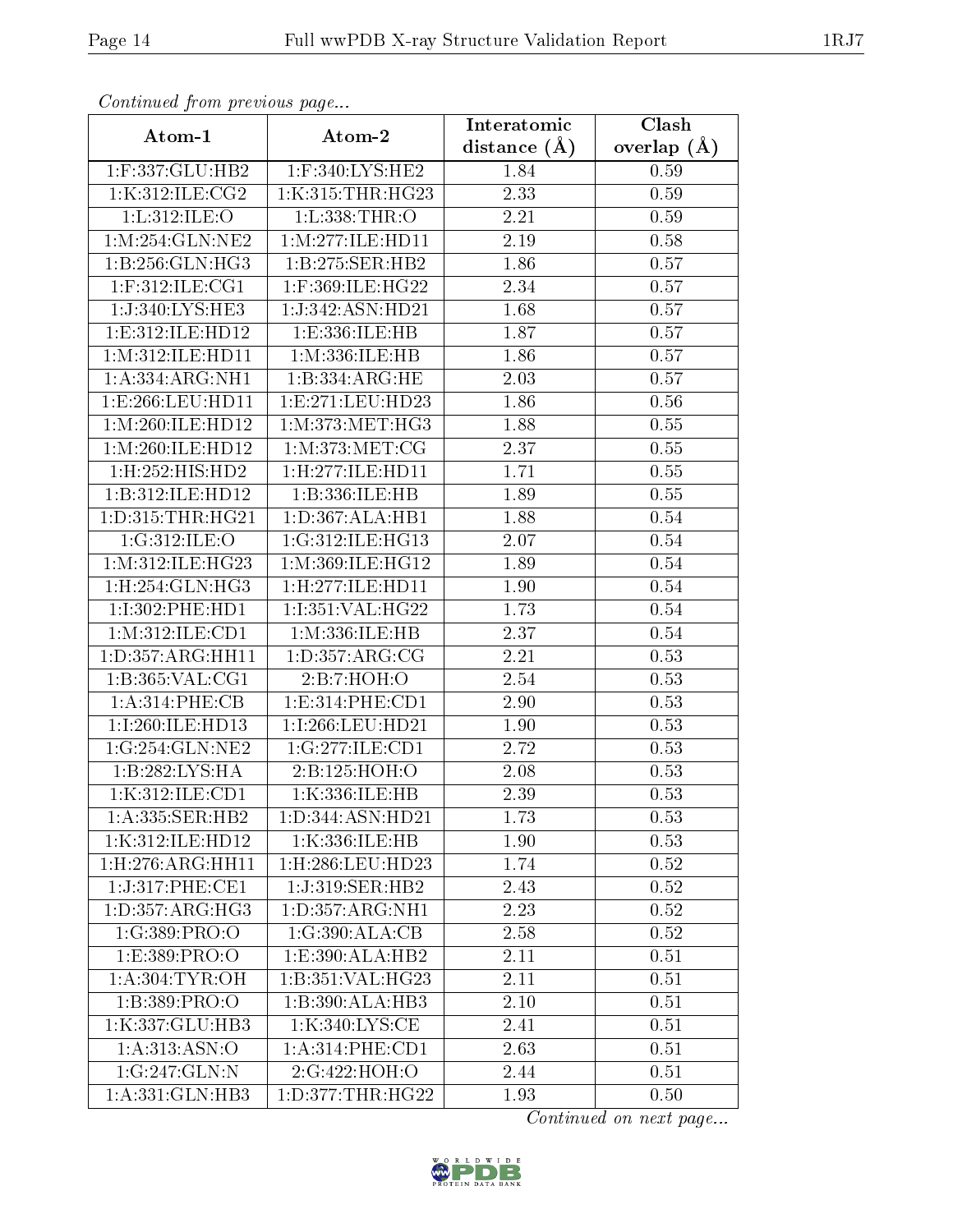*Continued from previous page...*

| Atom-1 | Atom-2 | Interatomic distance (Å) | Clash overlap (Å) |
| --- | --- | --- | --- |
| 1:F:337:GLU:HB2 | 1:F:340:LYS:HE2 | 1.84 | 0.59 |
| 1:K:312:ILE:CG2 | 1:K:315:THR:HG23 | 2.33 | 0.59 |
| 1:L:312:ILE:O | 1:L:338:THR:O | 2.21 | 0.59 |
| 1:M:254:GLN:NE2 | 1:M:277:ILE:HD11 | 2.19 | 0.58 |
| 1:B:256:GLN:HG3 | 1:B:275:SER:HB2 | 1.86 | 0.57 |
| 1:F:312:ILE:CG1 | 1:F:369:ILE:HG22 | 2.34 | 0.57 |
| 1:J:340:LYS:HE3 | 1:J:342:ASN:HD21 | 1.68 | 0.57 |
| 1:E:312:ILE:HD12 | 1:E:336:ILE:HB | 1.87 | 0.57 |
| 1:M:312:ILE:HD11 | 1:M:336:ILE:HB | 1.86 | 0.57 |
| 1:A:334:ARG:NH1 | 1:B:334:ARG:HE | 2.03 | 0.57 |
| 1:E:266:LEU:HD11 | 1:E:271:LEU:HD23 | 1.86 | 0.56 |
| 1:M:260:ILE:HD12 | 1:M:373:MET:HG3 | 1.88 | 0.55 |
| 1:M:260:ILE:HD12 | 1:M:373:MET:CG | 2.37 | 0.55 |
| 1:H:252:HIS:HD2 | 1:H:277:ILE:HD11 | 1.71 | 0.55 |
| 1:B:312:ILE:HD12 | 1:B:336:ILE:HB | 1.89 | 0.55 |
| 1:D:315:THR:HG21 | 1:D:367:ALA:HB1 | 1.88 | 0.54 |
| 1:G:312:ILE:O | 1:G:312:ILE:HG13 | 2.07 | 0.54 |
| 1:M:312:ILE:HG23 | 1:M:369:ILE:HG12 | 1.89 | 0.54 |
| 1:H:254:GLN:HG3 | 1:H:277:ILE:HD11 | 1.90 | 0.54 |
| 1:I:302:PHE:HD1 | 1:I:351:VAL:HG22 | 1.73 | 0.54 |
| 1:M:312:ILE:CD1 | 1:M:336:ILE:HB | 2.37 | 0.54 |
| 1:D:357:ARG:HH11 | 1:D:357:ARG:CG | 2.21 | 0.53 |
| 1:B:365:VAL:CG1 | 2:B:7:HOH:O | 2.54 | 0.53 |
| 1:A:314:PHE:CB | 1:E:314:PHE:CD1 | 2.90 | 0.53 |
| 1:I:260:ILE:HD13 | 1:I:266:LEU:HD21 | 1.90 | 0.53 |
| 1:G:254:GLN:NE2 | 1:G:277:ILE:CD1 | 2.72 | 0.53 |
| 1:B:282:LYS:HA | 2:B:125:HOH:O | 2.08 | 0.53 |
| 1:K:312:ILE:CD1 | 1:K:336:ILE:HB | 2.39 | 0.53 |
| 1:A:335:SER:HB2 | 1:D:344:ASN:HD21 | 1.73 | 0.53 |
| 1:K:312:ILE:HD12 | 1:K:336:ILE:HB | 1.90 | 0.53 |
| 1:H:276:ARG:HH11 | 1:H:286:LEU:HD23 | 1.74 | 0.52 |
| 1:J:317:PHE:CE1 | 1:J:319:SER:HB2 | 2.43 | 0.52 |
| 1:D:357:ARG:HG3 | 1:D:357:ARG:NH1 | 2.23 | 0.52 |
| 1:G:389:PRO:O | 1:G:390:ALA:CB | 2.58 | 0.52 |
| 1:E:389:PRO:O | 1:E:390:ALA:HB2 | 2.11 | 0.51 |
| 1:A:304:TYR:OH | 1:B:351:VAL:HG23 | 2.11 | 0.51 |
| 1:B:389:PRO:O | 1:B:390:ALA:HB3 | 2.10 | 0.51 |
| 1:K:337:GLU:HB3 | 1:K:340:LYS:CE | 2.41 | 0.51 |
| 1:A:313:ASN:O | 1:A:314:PHE:CD1 | 2.63 | 0.51 |
| 1:G:247:GLN:N | 2:G:422:HOH:O | 2.44 | 0.51 |
| 1:A:331:GLN:HB3 | 1:D:377:THR:HG22 | 1.93 | 0.50 |

*Continued on next page...*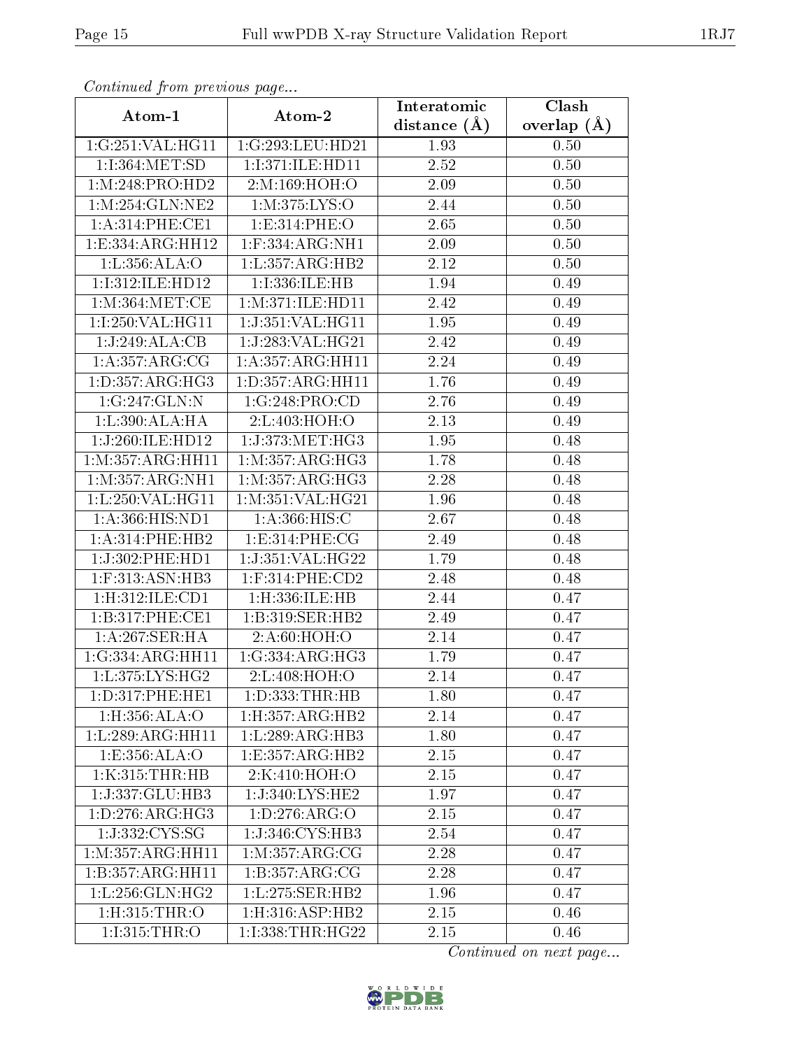*Continued from previous page...*

| Atom-1 | Atom-2 | Interatomic distance (Å) | Clash overlap (Å) |
|---|---|---|---|
| 1:G:251:VAL:HG11 | 1:G:293:LEU:HD21 | 1.93 | 0.50 |
| 1:I:364:MET:SD | 1:I:371:ILE:HD11 | 2.52 | 0.50 |
| 1:M:248:PRO:HD2 | 2:M:169:HOH:O | 2.09 | 0.50 |
| 1:M:254:GLN:NE2 | 1:M:375:LYS:O | 2.44 | 0.50 |
| 1:A:314:PHE:CE1 | 1:E:314:PHE:O | 2.65 | 0.50 |
| 1:E:334:ARG:HH12 | 1:F:334:ARG:NH1 | 2.09 | 0.50 |
| 1:L:356:ALA:O | 1:L:357:ARG:HB2 | 2.12 | 0.50 |
| 1:I:312:ILE:HD12 | 1:I:336:ILE:HB | 1.94 | 0.49 |
| 1:M:364:MET:CE | 1:M:371:ILE:HD11 | 2.42 | 0.49 |
| 1:I:250:VAL:HG11 | 1:J:351:VAL:HG11 | 1.95 | 0.49 |
| 1:J:249:ALA:CB | 1:J:283:VAL:HG21 | 2.42 | 0.49 |
| 1:A:357:ARG:CG | 1:A:357:ARG:HH11 | 2.24 | 0.49 |
| 1:D:357:ARG:HG3 | 1:D:357:ARG:HH11 | 1.76 | 0.49 |
| 1:G:247:GLN:N | 1:G:248:PRO:CD | 2.76 | 0.49 |
| 1:L:390:ALA:HA | 2:L:403:HOH:O | 2.13 | 0.49 |
| 1:J:260:ILE:HD12 | 1:J:373:MET:HG3 | 1.95 | 0.48 |
| 1:M:357:ARG:HH11 | 1:M:357:ARG:HG3 | 1.78 | 0.48 |
| 1:M:357:ARG:NH1 | 1:M:357:ARG:HG3 | 2.28 | 0.48 |
| 1:L:250:VAL:HG11 | 1:M:351:VAL:HG21 | 1.96 | 0.48 |
| 1:A:366:HIS:ND1 | 1:A:366:HIS:C | 2.67 | 0.48 |
| 1:A:314:PHE:HB2 | 1:E:314:PHE:CG | 2.49 | 0.48 |
| 1:J:302:PHE:HD1 | 1:J:351:VAL:HG22 | 1.79 | 0.48 |
| 1:F:313:ASN:HB3 | 1:F:314:PHE:CD2 | 2.48 | 0.48 |
| 1:H:312:ILE:CD1 | 1:H:336:ILE:HB | 2.44 | 0.47 |
| 1:B:317:PHE:CE1 | 1:B:319:SER:HB2 | 2.49 | 0.47 |
| 1:A:267:SER:HA | 2:A:60:HOH:O | 2.14 | 0.47 |
| 1:G:334:ARG:HH11 | 1:G:334:ARG:HG3 | 1.79 | 0.47 |
| 1:L:375:LYS:HG2 | 2:L:408:HOH:O | 2.14 | 0.47 |
| 1:D:317:PHE:HE1 | 1:D:333:THR:HB | 1.80 | 0.47 |
| 1:H:356:ALA:O | 1:H:357:ARG:HB2 | 2.14 | 0.47 |
| 1:L:289:ARG:HH11 | 1:L:289:ARG:HB3 | 1.80 | 0.47 |
| 1:E:356:ALA:O | 1:E:357:ARG:HB2 | 2.15 | 0.47 |
| 1:K:315:THR:HB | 2:K:410:HOH:O | 2.15 | 0.47 |
| 1:J:337:GLU:HB3 | 1:J:340:LYS:HE2 | 1.97 | 0.47 |
| 1:D:276:ARG:HG3 | 1:D:276:ARG:O | 2.15 | 0.47 |
| 1:J:332:CYS:SG | 1:J:346:CYS:HB3 | 2.54 | 0.47 |
| 1:M:357:ARG:HH11 | 1:M:357:ARG:CG | 2.28 | 0.47 |
| 1:B:357:ARG:HH11 | 1:B:357:ARG:CG | 2.28 | 0.47 |
| 1:L:256:GLN:HG2 | 1:L:275:SER:HB2 | 1.96 | 0.47 |
| 1:H:315:THR:O | 1:H:316:ASP:HB2 | 2.15 | 0.46 |
| 1:I:315:THR:O | 1:I:338:THR:HG22 | 2.15 | 0.46 |

*Continued on next page...*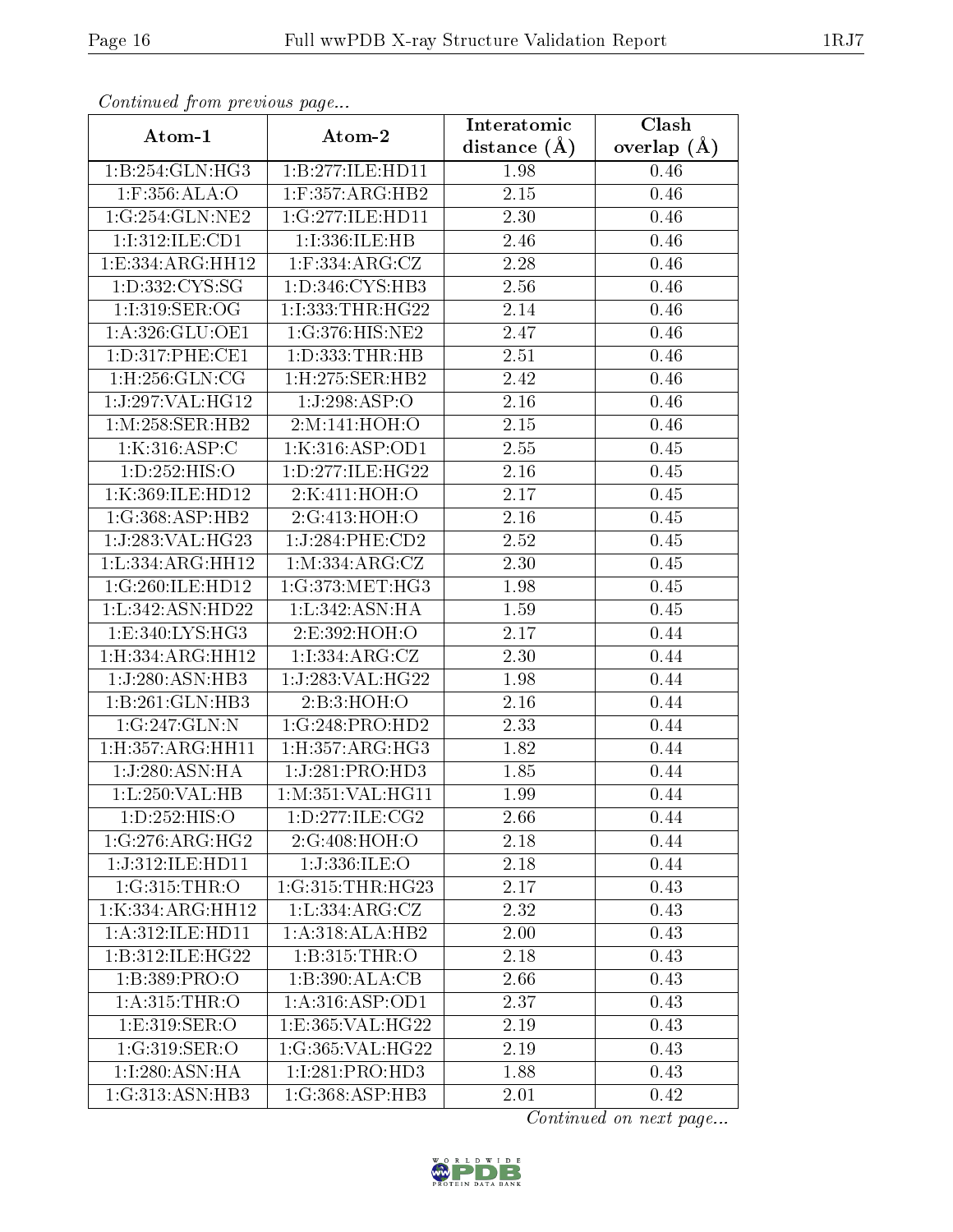*Continued from previous page...*

| Atom-1 | Atom-2 | Interatomic distance (Å) | Clash overlap (Å) |
|---|---|---|---|
| 1:B:254:GLN:HG3 | 1:B:277:ILE:HD11 | 1.98 | 0.46 |
| 1:F:356:ALA:O | 1:F:357:ARG:HB2 | 2.15 | 0.46 |
| 1:G:254:GLN:NE2 | 1:G:277:ILE:HD11 | 2.30 | 0.46 |
| 1:I:312:ILE:CD1 | 1:I:336:ILE:HB | 2.46 | 0.46 |
| 1:E:334:ARG:HH12 | 1:F:334:ARG:CZ | 2.28 | 0.46 |
| 1:D:332:CYS:SG | 1:D:346:CYS:HB3 | 2.56 | 0.46 |
| 1:I:319:SER:OG | 1:I:333:THR:HG22 | 2.14 | 0.46 |
| 1:A:326:GLU:OE1 | 1:G:376:HIS:NE2 | 2.47 | 0.46 |
| 1:D:317:PHE:CE1 | 1:D:333:THR:HB | 2.51 | 0.46 |
| 1:H:256:GLN:CG | 1:H:275:SER:HB2 | 2.42 | 0.46 |
| 1:J:297:VAL:HG12 | 1:J:298:ASP:O | 2.16 | 0.46 |
| 1:M:258:SER:HB2 | 2:M:141:HOH:O | 2.15 | 0.46 |
| 1:K:316:ASP:C | 1:K:316:ASP:OD1 | 2.55 | 0.45 |
| 1:D:252:HIS:O | 1:D:277:ILE:HG22 | 2.16 | 0.45 |
| 1:K:369:ILE:HD12 | 2:K:411:HOH:O | 2.17 | 0.45 |
| 1:G:368:ASP:HB2 | 2:G:413:HOH:O | 2.16 | 0.45 |
| 1:J:283:VAL:HG23 | 1:J:284:PHE:CD2 | 2.52 | 0.45 |
| 1:L:334:ARG:HH12 | 1:M:334:ARG:CZ | 2.30 | 0.45 |
| 1:G:260:ILE:HD12 | 1:G:373:MET:HG3 | 1.98 | 0.45 |
| 1:L:342:ASN:HD22 | 1:L:342:ASN:HA | 1.59 | 0.45 |
| 1:E:340:LYS:HG3 | 2:E:392:HOH:O | 2.17 | 0.44 |
| 1:H:334:ARG:HH12 | 1:I:334:ARG:CZ | 2.30 | 0.44 |
| 1:J:280:ASN:HB3 | 1:J:283:VAL:HG22 | 1.98 | 0.44 |
| 1:B:261:GLN:HB3 | 2:B:3:HOH:O | 2.16 | 0.44 |
| 1:G:247:GLN:N | 1:G:248:PRO:HD2 | 2.33 | 0.44 |
| 1:H:357:ARG:HH11 | 1:H:357:ARG:HG3 | 1.82 | 0.44 |
| 1:J:280:ASN:HA | 1:J:281:PRO:HD3 | 1.85 | 0.44 |
| 1:L:250:VAL:HB | 1:M:351:VAL:HG11 | 1.99 | 0.44 |
| 1:D:252:HIS:O | 1:D:277:ILE:CG2 | 2.66 | 0.44 |
| 1:G:276:ARG:HG2 | 2:G:408:HOH:O | 2.18 | 0.44 |
| 1:J:312:ILE:HD11 | 1:J:336:ILE:O | 2.18 | 0.44 |
| 1:G:315:THR:O | 1:G:315:THR:HG23 | 2.17 | 0.43 |
| 1:K:334:ARG:HH12 | 1:L:334:ARG:CZ | 2.32 | 0.43 |
| 1:A:312:ILE:HD11 | 1:A:318:ALA:HB2 | 2.00 | 0.43 |
| 1:B:312:ILE:HG22 | 1:B:315:THR:O | 2.18 | 0.43 |
| 1:B:389:PRO:O | 1:B:390:ALA:CB | 2.66 | 0.43 |
| 1:A:315:THR:O | 1:A:316:ASP:OD1 | 2.37 | 0.43 |
| 1:E:319:SER:O | 1:E:365:VAL:HG22 | 2.19 | 0.43 |
| 1:G:319:SER:O | 1:G:365:VAL:HG22 | 2.19 | 0.43 |
| 1:I:280:ASN:HA | 1:I:281:PRO:HD3 | 1.88 | 0.43 |
| 1:G:313:ASN:HB3 | 1:G:368:ASP:HB3 | 2.01 | 0.42 |

*Continued on next page...*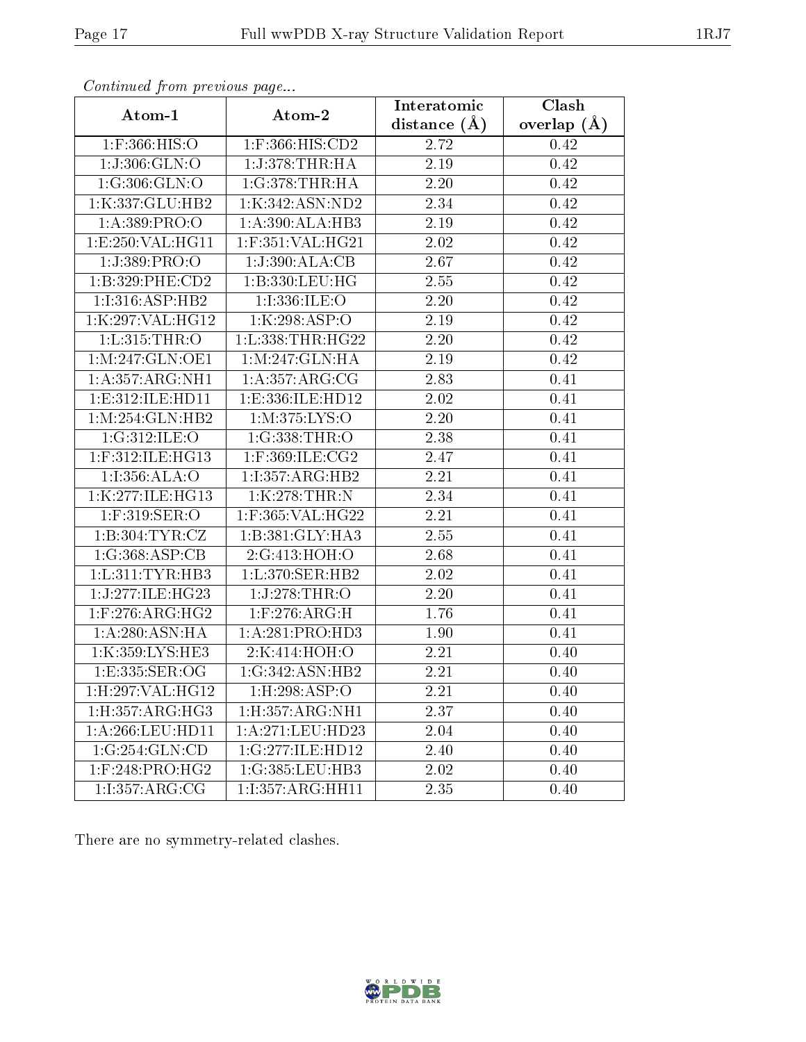*Continued from previous page...*

| Atom-1 | Atom-2 | Interatomic distance (Å) | Clash overlap (Å) |
|---|---|---|---|
| 1:F:366:HIS:O | 1:F:366:HIS:CD2 | 2.72 | 0.42 |
| 1:J:306:GLN:O | 1:J:378:THR:HA | 2.19 | 0.42 |
| 1:G:306:GLN:O | 1:G:378:THR:HA | 2.20 | 0.42 |
| 1:K:337:GLU:HB2 | 1:K:342:ASN:ND2 | 2.34 | 0.42 |
| 1:A:389:PRO:O | 1:A:390:ALA:HB3 | 2.19 | 0.42 |
| 1:E:250:VAL:HG11 | 1:F:351:VAL:HG21 | 2.02 | 0.42 |
| 1:J:389:PRO:O | 1:J:390:ALA:CB | 2.67 | 0.42 |
| 1:B:329:PHE:CD2 | 1:B:330:LEU:HG | 2.55 | 0.42 |
| 1:I:316:ASP:HB2 | 1:I:336:ILE:O | 2.20 | 0.42 |
| 1:K:297:VAL:HG12 | 1:K:298:ASP:O | 2.19 | 0.42 |
| 1:L:315:THR:O | 1:L:338:THR:HG22 | 2.20 | 0.42 |
| 1:M:247:GLN:OE1 | 1:M:247:GLN:HA | 2.19 | 0.42 |
| 1:A:357:ARG:NH1 | 1:A:357:ARG:CG | 2.83 | 0.41 |
| 1:E:312:ILE:HD11 | 1:E:336:ILE:HD12 | 2.02 | 0.41 |
| 1:M:254:GLN:HB2 | 1:M:375:LYS:O | 2.20 | 0.41 |
| 1:G:312:ILE:O | 1:G:338:THR:O | 2.38 | 0.41 |
| 1:F:312:ILE:HG13 | 1:F:369:ILE:CG2 | 2.47 | 0.41 |
| 1:I:356:ALA:O | 1:I:357:ARG:HB2 | 2.21 | 0.41 |
| 1:K:277:ILE:HG13 | 1:K:278:THR:N | 2.34 | 0.41 |
| 1:F:319:SER:O | 1:F:365:VAL:HG22 | 2.21 | 0.41 |
| 1:B:304:TYR:CZ | 1:B:381:GLY:HA3 | 2.55 | 0.41 |
| 1:G:368:ASP:CB | 2:G:413:HOH:O | 2.68 | 0.41 |
| 1:L:311:TYR:HB3 | 1:L:370:SER:HB2 | 2.02 | 0.41 |
| 1:J:277:ILE:HG23 | 1:J:278:THR:O | 2.20 | 0.41 |
| 1:F:276:ARG:HG2 | 1:F:276:ARG:H | 1.76 | 0.41 |
| 1:A:280:ASN:HA | 1:A:281:PRO:HD3 | 1.90 | 0.41 |
| 1:K:359:LYS:HE3 | 2:K:414:HOH:O | 2.21 | 0.40 |
| 1:E:335:SER:OG | 1:G:342:ASN:HB2 | 2.21 | 0.40 |
| 1:H:297:VAL:HG12 | 1:H:298:ASP:O | 2.21 | 0.40 |
| 1:H:357:ARG:HG3 | 1:H:357:ARG:NH1 | 2.37 | 0.40 |
| 1:A:266:LEU:HD11 | 1:A:271:LEU:HD23 | 2.04 | 0.40 |
| 1:G:254:GLN:CD | 1:G:277:ILE:HD12 | 2.40 | 0.40 |
| 1:F:248:PRO:HG2 | 1:G:385:LEU:HB3 | 2.02 | 0.40 |
| 1:I:357:ARG:CG | 1:I:357:ARG:HH11 | 2.35 | 0.40 |

There are no symmetry-related clashes.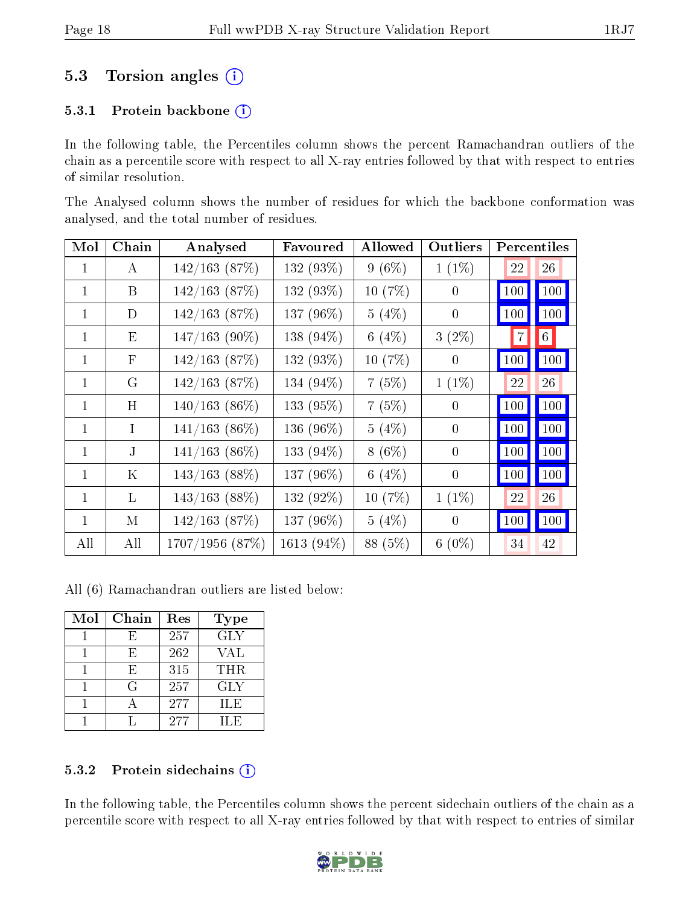## 5.3 Torsion angles (i)

### 5.3.1 Protein backbone (i)

In the following table, the Percentiles column shows the percent Ramachandran outliers of the chain as a percentile score with respect to all X-ray entries followed by that with respect to entries of similar resolution.

The Analysed column shows the number of residues for which the backbone conformation was analysed, and the total number of residues.

| Mol | Chain | Analysed | Favoured | Allowed | Outliers | Percentiles | |
|---|---|---|---|---|---|---|---|
| 1 | A | 142/163 (87%) | 132 (93%) | 9 (6%) | 1 (1%) | 22 | 26 |
| 1 | B | 142/163 (87%) | 132 (93%) | 10 (7%) | 0 | 100 | 100 |
| 1 | D | 142/163 (87%) | 137 (96%) | 5 (4%) | 0 | 100 | 100 |
| 1 | E | 147/163 (90%) | 138 (94%) | 6 (4%) | 3 (2%) | 7 | 6 |
| 1 | F | 142/163 (87%) | 132 (93%) | 10 (7%) | 0 | 100 | 100 |
| 1 | G | 142/163 (87%) | 134 (94%) | 7 (5%) | 1 (1%) | 22 | 26 |
| 1 | H | 140/163 (86%) | 133 (95%) | 7 (5%) | 0 | 100 | 100 |
| 1 | I | 141/163 (86%) | 136 (96%) | 5 (4%) | 0 | 100 | 100 |
| 1 | J | 141/163 (86%) | 133 (94%) | 8 (6%) | 0 | 100 | 100 |
| 1 | K | 143/163 (88%) | 137 (96%) | 6 (4%) | 0 | 100 | 100 |
| 1 | L | 143/163 (88%) | 132 (92%) | 10 (7%) | 1 (1%) | 22 | 26 |
| 1 | M | 142/163 (87%) | 137 (96%) | 5 (4%) | 0 | 100 | 100 |
| All | All | 1707/1956 (87%) | 1613 (94%) | 88 (5%) | 6 (0%) | 34 | 42 |

All (6) Ramachandran outliers are listed below:

| Mol | Chain | Res | Type |
|---|---|---|---|
| 1 | E | 257 | GLY |
| 1 | E | 262 | VAL |
| 1 | E | 315 | THR |
| 1 | G | 257 | GLY |
| 1 | A | 277 | ILE |
| 1 | L | 277 | ILE |

### 5.3.2 Protein sidechains (i)

In the following table, the Percentiles column shows the percent sidechain outliers of the chain as a percentile score with respect to all X-ray entries followed by that with respect to entries of similar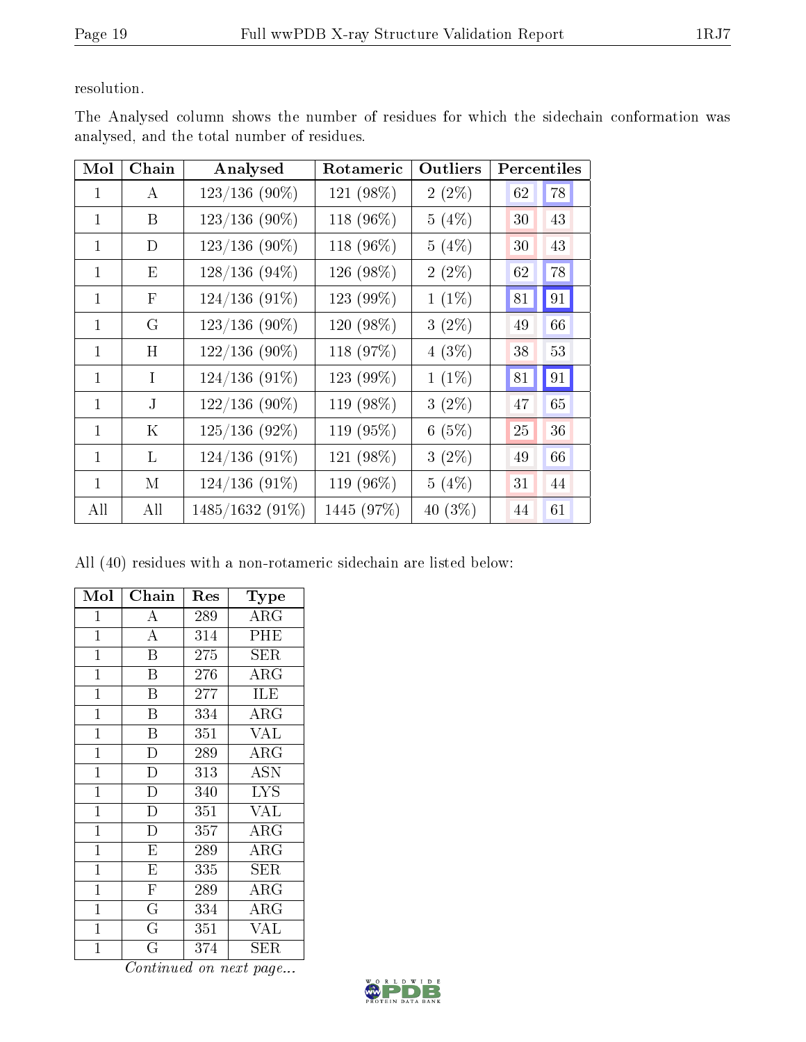resolution.

The Analysed column shows the number of residues for which the sidechain conformation was analysed, and the total number of residues.

| Mol | Chain | Analysed | Rotameric | Outliers | Percentiles | |
|---|---|---|---|---|---|---|
| 1 | A | 123/136 (90%) | 121 (98%) | 2 (2%) | 62 | 78 |
| 1 | B | 123/136 (90%) | 118 (96%) | 5 (4%) | 30 | 43 |
| 1 | D | 123/136 (90%) | 118 (96%) | 5 (4%) | 30 | 43 |
| 1 | E | 128/136 (94%) | 126 (98%) | 2 (2%) | 62 | 78 |
| 1 | F | 124/136 (91%) | 123 (99%) | 1 (1%) | 81 | 91 |
| 1 | G | 123/136 (90%) | 120 (98%) | 3 (2%) | 49 | 66 |
| 1 | H | 122/136 (90%) | 118 (97%) | 4 (3%) | 38 | 53 |
| 1 | I | 124/136 (91%) | 123 (99%) | 1 (1%) | 81 | 91 |
| 1 | J | 122/136 (90%) | 119 (98%) | 3 (2%) | 47 | 65 |
| 1 | K | 125/136 (92%) | 119 (95%) | 6 (5%) | 25 | 36 |
| 1 | L | 124/136 (91%) | 121 (98%) | 3 (2%) | 49 | 66 |
| 1 | M | 124/136 (91%) | 119 (96%) | 5 (4%) | 31 | 44 |
| All | All | 1485/1632 (91%) | 1445 (97%) | 40 (3%) | 44 | 61 |

All (40) residues with a non-rotameric sidechain are listed below:

| Mol | Chain | Res | Type |
|---|---|---|---|
| 1 | A | 289 | ARG |
| 1 | A | 314 | PHE |
| 1 | B | 275 | SER |
| 1 | B | 276 | ARG |
| 1 | B | 277 | ILE |
| 1 | B | 334 | ARG |
| 1 | B | 351 | VAL |
| 1 | D | 289 | ARG |
| 1 | D | 313 | ASN |
| 1 | D | 340 | LYS |
| 1 | D | 351 | VAL |
| 1 | D | 357 | ARG |
| 1 | E | 289 | ARG |
| 1 | E | 335 | SER |
| 1 | F | 289 | ARG |
| 1 | G | 334 | ARG |
| 1 | G | 351 | VAL |
| 1 | G | 374 | SER |

*Continued on next page...*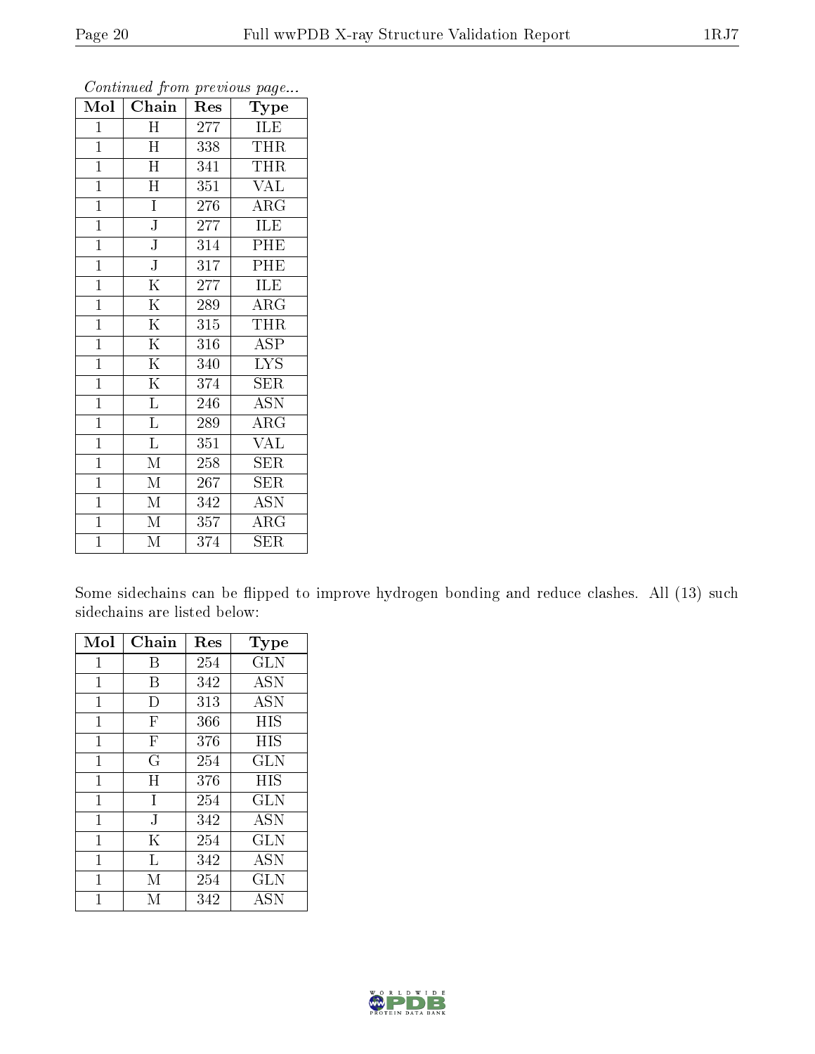*Continued from previous page...*

| Mol | Chain | Res | Type |
|---|---|---|---|
| 1 | H | 277 | ILE |
| 1 | H | 338 | THR |
| 1 | H | 341 | THR |
| 1 | H | 351 | VAL |
| 1 | I | 276 | ARG |
| 1 | J | 277 | ILE |
| 1 | J | 314 | PHE |
| 1 | J | 317 | PHE |
| 1 | K | 277 | ILE |
| 1 | K | 289 | ARG |
| 1 | K | 315 | THR |
| 1 | K | 316 | ASP |
| 1 | K | 340 | LYS |
| 1 | K | 374 | SER |
| 1 | L | 246 | ASN |
| 1 | L | 289 | ARG |
| 1 | L | 351 | VAL |
| 1 | M | 258 | SER |
| 1 | M | 267 | SER |
| 1 | M | 342 | ASN |
| 1 | M | 357 | ARG |
| 1 | M | 374 | SER |

Some sidechains can be flipped to improve hydrogen bonding and reduce clashes. All (13) such sidechains are listed below:

| Mol | Chain | Res | Type |
|---|---|---|---|
| 1 | B | 254 | GLN |
| 1 | B | 342 | ASN |
| 1 | D | 313 | ASN |
| 1 | F | 366 | HIS |
| 1 | F | 376 | HIS |
| 1 | G | 254 | GLN |
| 1 | H | 376 | HIS |
| 1 | I | 254 | GLN |
| 1 | J | 342 | ASN |
| 1 | K | 254 | GLN |
| 1 | L | 342 | ASN |
| 1 | M | 254 | GLN |
| 1 | M | 342 | ASN |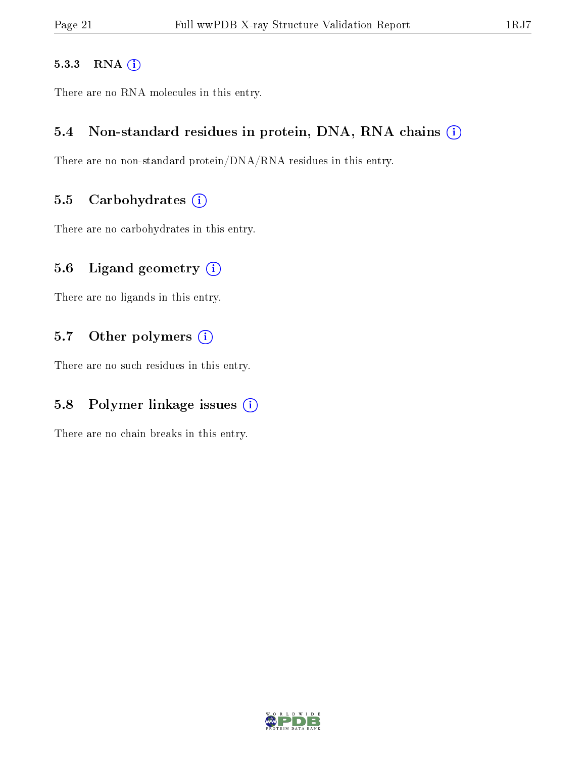#### 5.3.3 RNA

There are no RNA molecules in this entry.

### 5.4 Non-standard residues in protein, DNA, RNA chains

There are no non-standard protein/DNA/RNA residues in this entry.

### 5.5 Carbohydrates

There are no carbohydrates in this entry.

### 5.6 Ligand geometry

There are no ligands in this entry.

### 5.7 Other polymers

There are no such residues in this entry.

### 5.8 Polymer linkage issues

There are no chain breaks in this entry.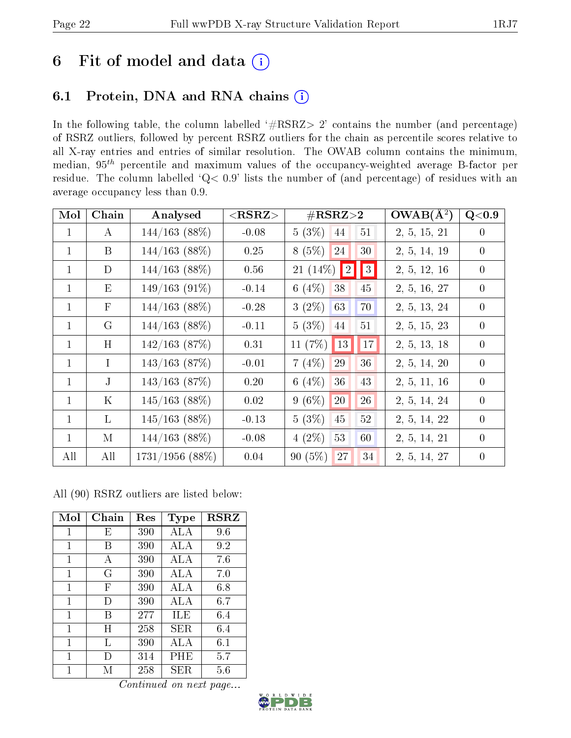# 6 Fit of model and data (i)

## 6.1 Protein, DNA and RNA chains (i)

In the following table, the column labelled '#RSRZ> 2' contains the number (and percentage) of RSRZ outliers, followed by percent RSRZ outliers for the chain as percentile scores relative to all X-ray entries and entries of similar resolution. The OWAB column contains the minimum, median, $95^{th}$ percentile and maximum values of the occupancy-weighted average B-factor per residue. The column labelled 'Q< 0.9' lists the number of (and percentage) of residues with an average occupancy less than 0.9.

| Mol | Chain | Analysed | <RSRZ> | #RSRZ>2 | | | OWAB(Å$^2$) | Q<0.9 |
|---|---|---|---|---|---|---|---|---|
| 1 | A | 144/163 (88%) | -0.08 | 5 (3%) | 44 | 51 | 2, 5, 15, 21 | 0 |
| 1 | B | 144/163 (88%) | 0.25 | 8 (5%) | 24 | 30 | 2, 5, 14, 19 | 0 |
| 1 | D | 144/163 (88%) | 0.56 | 21 (14%) | 2 | 3 | 2, 5, 12, 16 | 0 |
| 1 | E | 149/163 (91%) | -0.14 | 6 (4%) | 38 | 45 | 2, 5, 16, 27 | 0 |
| 1 | F | 144/163 (88%) | -0.28 | 3 (2%) | 63 | 70 | 2, 5, 13, 24 | 0 |
| 1 | G | 144/163 (88%) | -0.11 | 5 (3%) | 44 | 51 | 2, 5, 15, 23 | 0 |
| 1 | H | 142/163 (87%) | 0.31 | 11 (7%) | 13 | 17 | 2, 5, 13, 18 | 0 |
| 1 | I | 143/163 (87%) | -0.01 | 7 (4%) | 29 | 36 | 2, 5, 14, 20 | 0 |
| 1 | J | 143/163 (87%) | 0.20 | 6 (4%) | 36 | 43 | 2, 5, 11, 16 | 0 |
| 1 | K | 145/163 (88%) | 0.02 | 9 (6%) | 20 | 26 | 2, 5, 14, 24 | 0 |
| 1 | L | 145/163 (88%) | -0.13 | 5 (3%) | 45 | 52 | 2, 5, 14, 22 | 0 |
| 1 | M | 144/163 (88%) | -0.08 | 4 (2%) | 53 | 60 | 2, 5, 14, 21 | 0 |
| All | All | 1731/1956 (88%) | 0.04 | 90 (5%) | 27 | 34 | 2, 5, 14, 27 | 0 |

All (90) RSRZ outliers are listed below:

| Mol | Chain | Res | Type | RSRZ |
|---|---|---|---|---|
| 1 | E | 390 | ALA | 9.6 |
| 1 | B | 390 | ALA | 9.2 |
| 1 | A | 390 | ALA | 7.6 |
| 1 | G | 390 | ALA | 7.0 |
| 1 | F | 390 | ALA | 6.8 |
| 1 | D | 390 | ALA | 6.7 |
| 1 | B | 277 | ILE | 6.4 |
| 1 | H | 258 | SER | 6.4 |
| 1 | L | 390 | ALA | 6.1 |
| 1 | D | 314 | PHE | 5.7 |
| 1 | M | 258 | SER | 5.6 |

*Continued on next page...*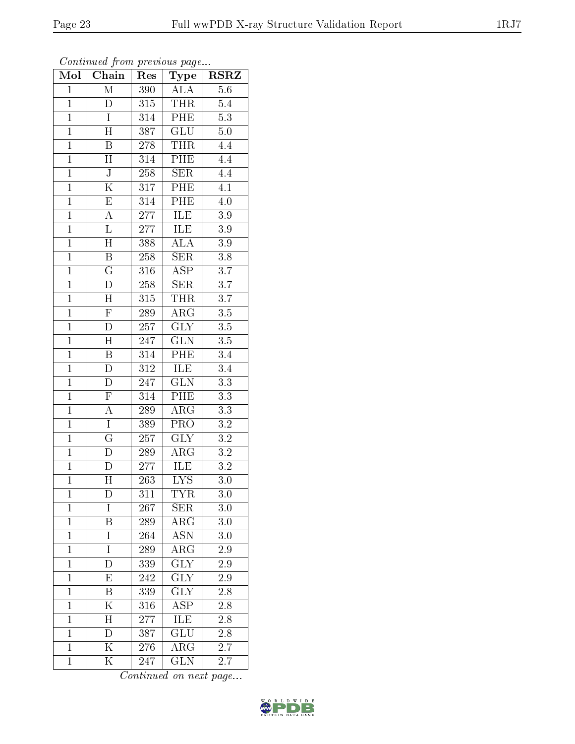*Continued from previous page...*

| Mol | Chain | Res | Type | RSRZ |
|---|---|---|---|---|
| 1 | M | 390 | ALA | 5.6 |
| 1 | D | 315 | THR | 5.4 |
| 1 | I | 314 | PHE | 5.3 |
| 1 | H | 387 | GLU | 5.0 |
| 1 | B | 278 | THR | 4.4 |
| 1 | H | 314 | PHE | 4.4 |
| 1 | J | 258 | SER | 4.4 |
| 1 | K | 317 | PHE | 4.1 |
| 1 | E | 314 | PHE | 4.0 |
| 1 | A | 277 | ILE | 3.9 |
| 1 | L | 277 | ILE | 3.9 |
| 1 | H | 388 | ALA | 3.9 |
| 1 | B | 258 | SER | 3.8 |
| 1 | G | 316 | ASP | 3.7 |
| 1 | D | 258 | SER | 3.7 |
| 1 | H | 315 | THR | 3.7 |
| 1 | F | 289 | ARG | 3.5 |
| 1 | D | 257 | GLY | 3.5 |
| 1 | H | 247 | GLN | 3.5 |
| 1 | B | 314 | PHE | 3.4 |
| 1 | D | 312 | ILE | 3.4 |
| 1 | D | 247 | GLN | 3.3 |
| 1 | F | 314 | PHE | 3.3 |
| 1 | A | 289 | ARG | 3.3 |
| 1 | I | 389 | PRO | 3.2 |
| 1 | G | 257 | GLY | 3.2 |
| 1 | D | 289 | ARG | 3.2 |
| 1 | D | 277 | ILE | 3.2 |
| 1 | H | 263 | LYS | 3.0 |
| 1 | D | 311 | TYR | 3.0 |
| 1 | I | 267 | SER | 3.0 |
| 1 | B | 289 | ARG | 3.0 |
| 1 | I | 264 | ASN | 3.0 |
| 1 | I | 289 | ARG | 2.9 |
| 1 | D | 339 | GLY | 2.9 |
| 1 | E | 242 | GLY | 2.9 |
| 1 | B | 339 | GLY | 2.8 |
| 1 | K | 316 | ASP | 2.8 |
| 1 | H | 277 | ILE | 2.8 |
| 1 | D | 387 | GLU | 2.8 |
| 1 | K | 276 | ARG | 2.7 |
| 1 | K | 247 | GLN | 2.7 |

*Continued on next page...*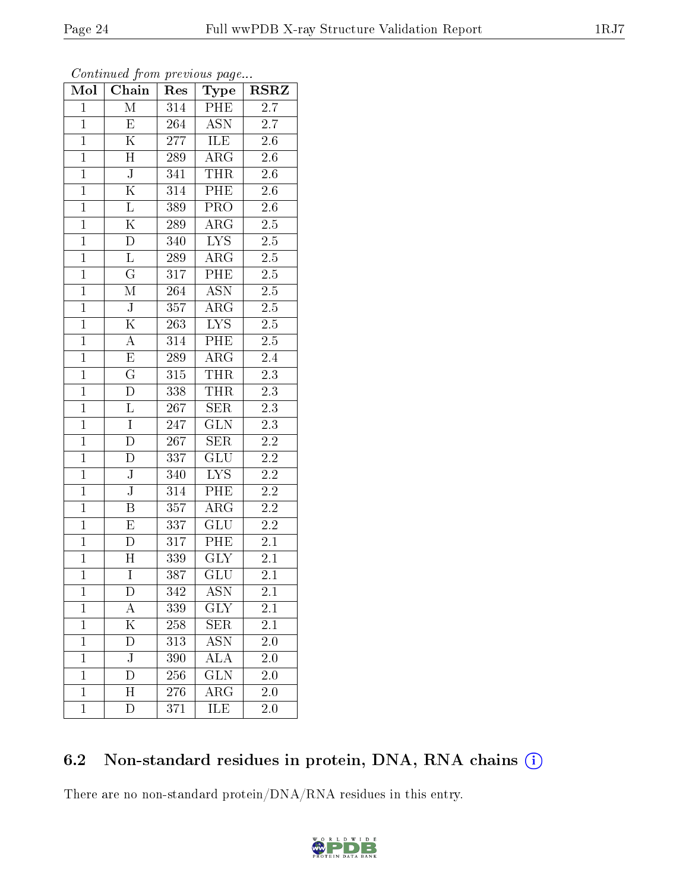*Continued from previous page...*

| Mol | Chain | Res | Type | RSRZ |
|---|---|---|---|---|
| 1 | M | 314 | PHE | 2.7 |
| 1 | E | 264 | ASN | 2.7 |
| 1 | K | 277 | ILE | 2.6 |
| 1 | H | 289 | ARG | 2.6 |
| 1 | J | 341 | THR | 2.6 |
| 1 | K | 314 | PHE | 2.6 |
| 1 | L | 389 | PRO | 2.6 |
| 1 | K | 289 | ARG | 2.5 |
| 1 | D | 340 | LYS | 2.5 |
| 1 | L | 289 | ARG | 2.5 |
| 1 | G | 317 | PHE | 2.5 |
| 1 | M | 264 | ASN | 2.5 |
| 1 | J | 357 | ARG | 2.5 |
| 1 | K | 263 | LYS | 2.5 |
| 1 | A | 314 | PHE | 2.5 |
| 1 | E | 289 | ARG | 2.4 |
| 1 | G | 315 | THR | 2.3 |
| 1 | D | 338 | THR | 2.3 |
| 1 | L | 267 | SER | 2.3 |
| 1 | I | 247 | GLN | 2.3 |
| 1 | D | 267 | SER | 2.2 |
| 1 | D | 337 | GLU | 2.2 |
| 1 | J | 340 | LYS | 2.2 |
| 1 | J | 314 | PHE | 2.2 |
| 1 | B | 357 | ARG | 2.2 |
| 1 | E | 337 | GLU | 2.2 |
| 1 | D | 317 | PHE | 2.1 |
| 1 | H | 339 | GLY | 2.1 |
| 1 | I | 387 | GLU | 2.1 |
| 1 | D | 342 | ASN | 2.1 |
| 1 | A | 339 | GLY | 2.1 |
| 1 | K | 258 | SER | 2.1 |
| 1 | D | 313 | ASN | 2.0 |
| 1 | J | 390 | ALA | 2.0 |
| 1 | D | 256 | GLN | 2.0 |
| 1 | H | 276 | ARG | 2.0 |
| 1 | D | 371 | ILE | 2.0 |

### 6.2 Non-standard residues in protein, DNA, RNA chains

There are no non-standard protein/DNA/RNA residues in this entry.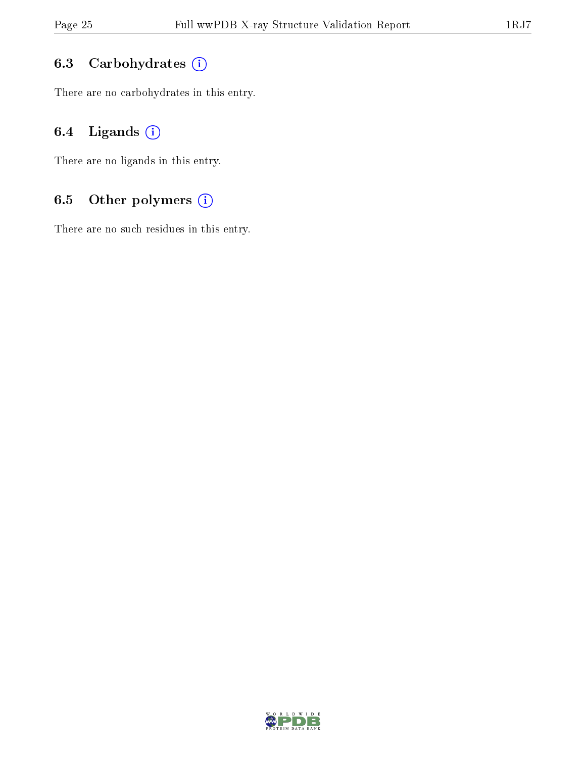### 6.3 Carbohydrates

There are no carbohydrates in this entry.

### 6.4 Ligands

There are no ligands in this entry.

### 6.5 Other polymers

There are no such residues in this entry.